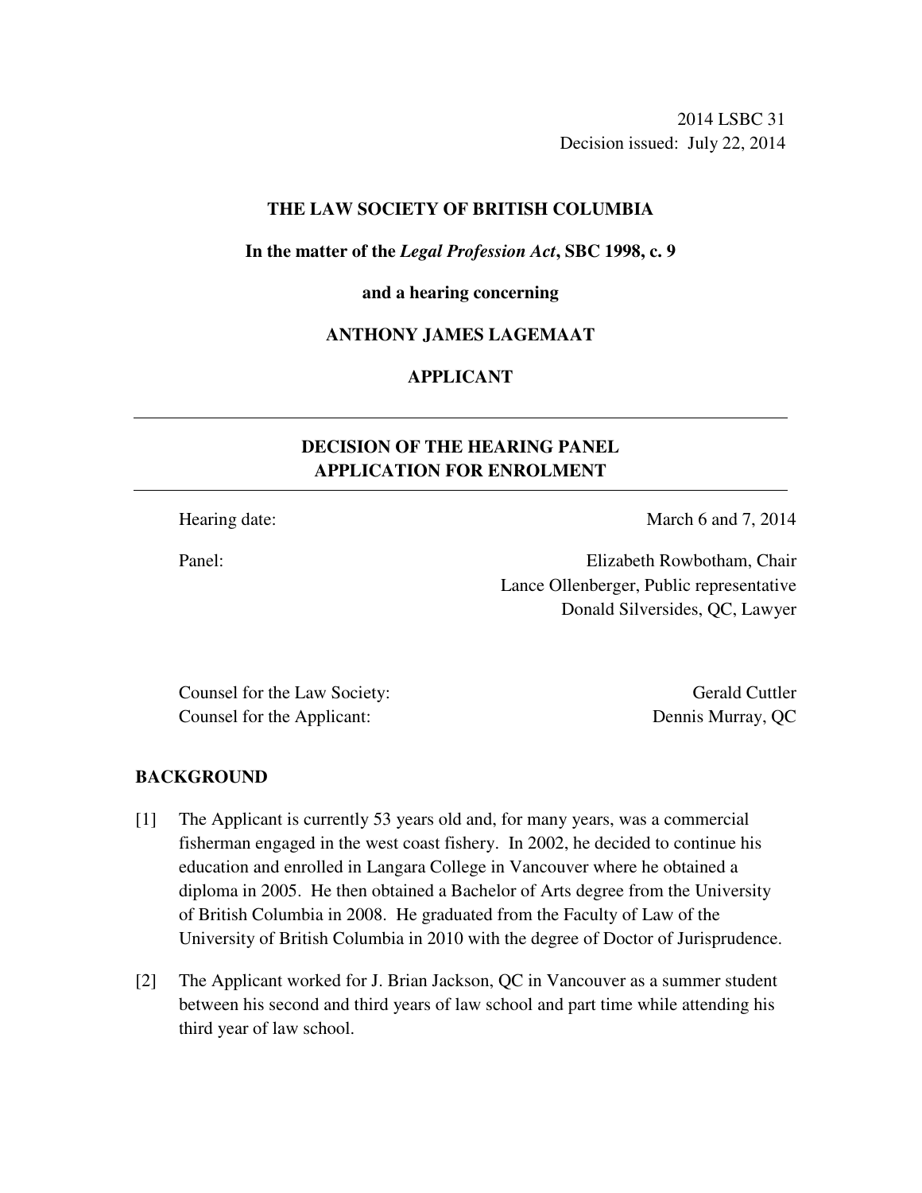2014 LSBC 31
Decision issued: July 22, 2014

**THE LAW SOCIETY OF BRITISH COLUMBIA**

**In the matter of the *Legal Profession Act*, SBC 1998, c. 9**

**and a hearing concerning**

**ANTHONY JAMES LAGEMAAT**

**APPLICANT**

---

## DECISION OF THE HEARING PANEL
## APPLICATION FOR ENROLMENT

---

Hearing date: March 6 and 7, 2014

Panel: Elizabeth Rowbotham, Chair
Lance Ollenberger, Public representative
Donald Silversides, QC, Lawyer

Counsel for the Law Society: Gerald Cuttler
Counsel for the Applicant: Dennis Murray, QC

### BACKGROUND

[1] The Applicant is currently 53 years old and, for many years, was a commercial fisherman engaged in the west coast fishery. In 2002, he decided to continue his education and enrolled in Langara College in Vancouver where he obtained a diploma in 2005. He then obtained a Bachelor of Arts degree from the University of British Columbia in 2008. He graduated from the Faculty of Law of the University of British Columbia in 2010 with the degree of Doctor of Jurisprudence.

[2] The Applicant worked for J. Brian Jackson, QC in Vancouver as a summer student between his second and third years of law school and part time while attending his third year of law school.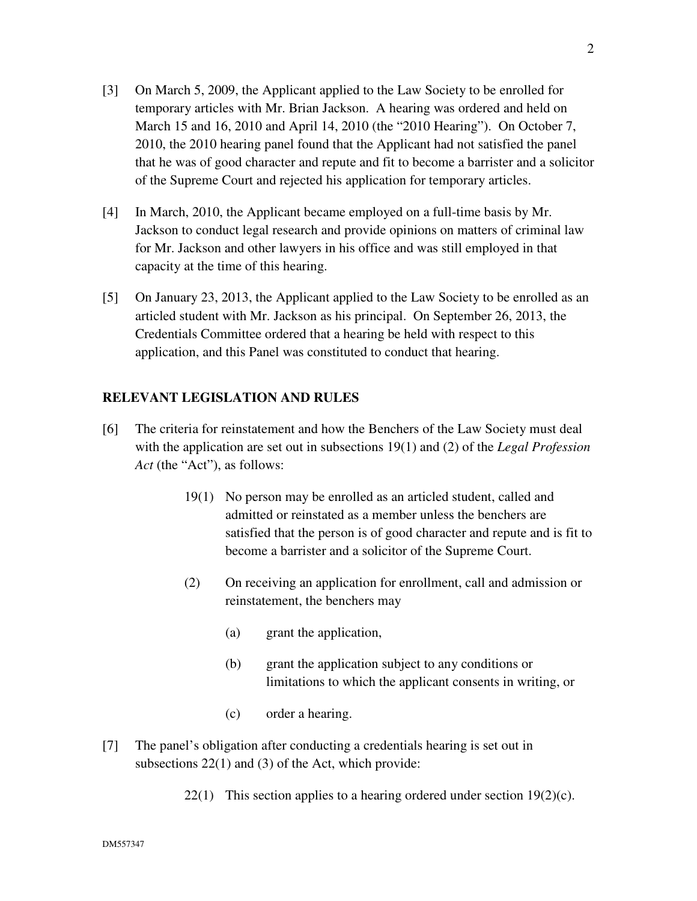[3] On March 5, 2009, the Applicant applied to the Law Society to be enrolled for temporary articles with Mr. Brian Jackson. A hearing was ordered and held on March 15 and 16, 2010 and April 14, 2010 (the "2010 Hearing"). On October 7, 2010, the 2010 hearing panel found that the Applicant had not satisfied the panel that he was of good character and repute and fit to become a barrister and a solicitor of the Supreme Court and rejected his application for temporary articles.

[4] In March, 2010, the Applicant became employed on a full-time basis by Mr. Jackson to conduct legal research and provide opinions on matters of criminal law for Mr. Jackson and other lawyers in his office and was still employed in that capacity at the time of this hearing.

[5] On January 23, 2013, the Applicant applied to the Law Society to be enrolled as an articled student with Mr. Jackson as his principal. On September 26, 2013, the Credentials Committee ordered that a hearing be held with respect to this application, and this Panel was constituted to conduct that hearing.

## RELEVANT LEGISLATION AND RULES

[6] The criteria for reinstatement and how the Benchers of the Law Society must deal with the application are set out in subsections 19(1) and (2) of the *Legal Profession Act* (the "Act"), as follows:

> 19(1) No person may be enrolled as an articled student, called and admitted or reinstated as a member unless the benchers are satisfied that the person is of good character and repute and is fit to become a barrister and a solicitor of the Supreme Court.
>
> (2) On receiving an application for enrollment, call and admission or reinstatement, the benchers may
>
> (a) grant the application,
>
> (b) grant the application subject to any conditions or limitations to which the applicant consents in writing, or
>
> (c) order a hearing.

[7] The panel's obligation after conducting a credentials hearing is set out in subsections 22(1) and (3) of the Act, which provide:

> 22(1) This section applies to a hearing ordered under section 19(2)(c).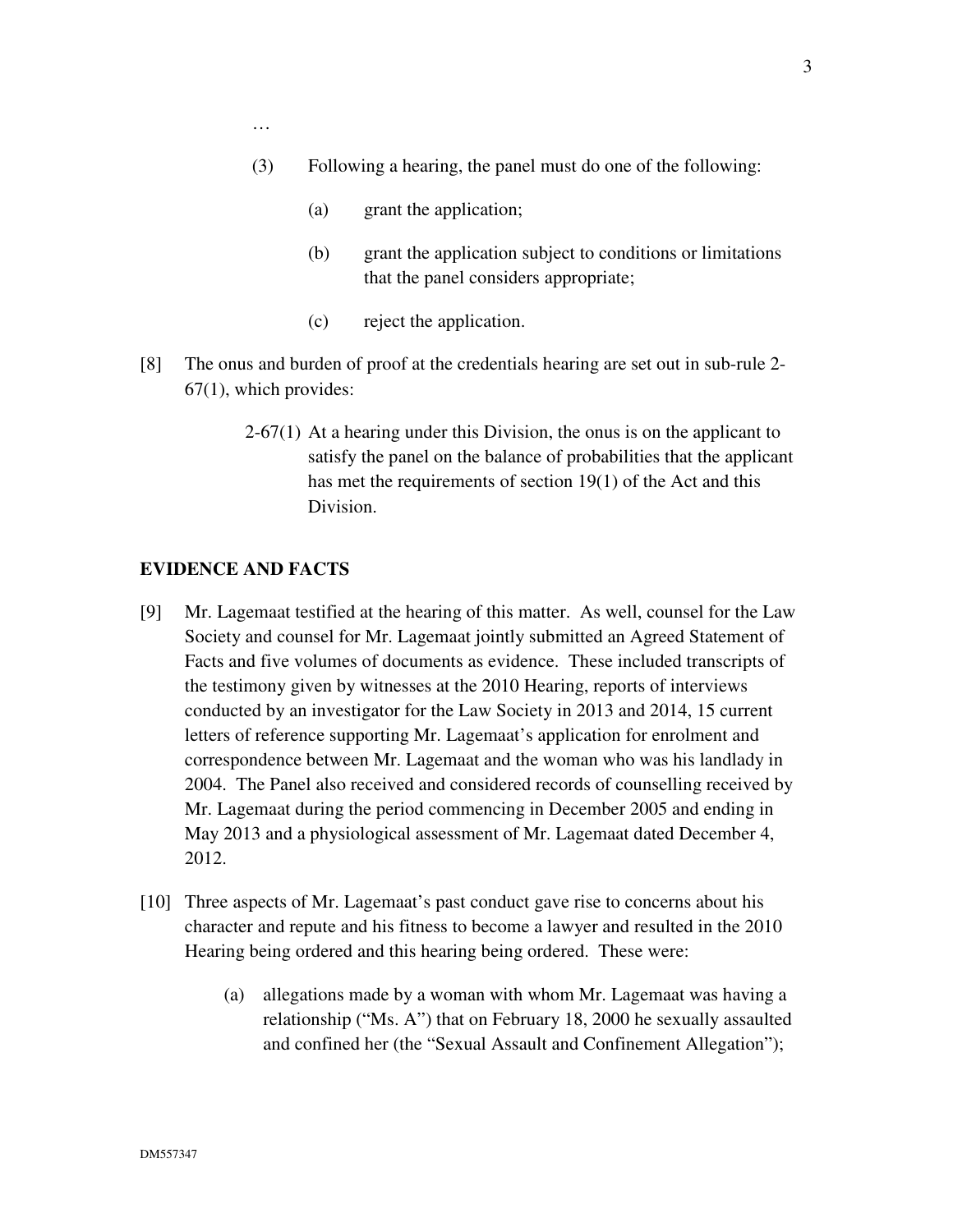…

(3) Following a hearing, the panel must do one of the following:

(a) grant the application;

(b) grant the application subject to conditions or limitations that the panel considers appropriate;

(c) reject the application.

[8] The onus and burden of proof at the credentials hearing are set out in sub-rule 2-67(1), which provides:

> 2-67(1) At a hearing under this Division, the onus is on the applicant to satisfy the panel on the balance of probabilities that the applicant has met the requirements of section 19(1) of the Act and this Division.

## EVIDENCE AND FACTS

[9] Mr. Lagemaat testified at the hearing of this matter. As well, counsel for the Law Society and counsel for Mr. Lagemaat jointly submitted an Agreed Statement of Facts and five volumes of documents as evidence. These included transcripts of the testimony given by witnesses at the 2010 Hearing, reports of interviews conducted by an investigator for the Law Society in 2013 and 2014, 15 current letters of reference supporting Mr. Lagemaat's application for enrolment and correspondence between Mr. Lagemaat and the woman who was his landlady in 2004. The Panel also received and considered records of counselling received by Mr. Lagemaat during the period commencing in December 2005 and ending in May 2013 and a physiological assessment of Mr. Lagemaat dated December 4, 2012.

[10] Three aspects of Mr. Lagemaat's past conduct gave rise to concerns about his character and repute and his fitness to become a lawyer and resulted in the 2010 Hearing being ordered and this hearing being ordered. These were:

(a) allegations made by a woman with whom Mr. Lagemaat was having a relationship ("Ms. A") that on February 18, 2000 he sexually assaulted and confined her (the "Sexual Assault and Confinement Allegation");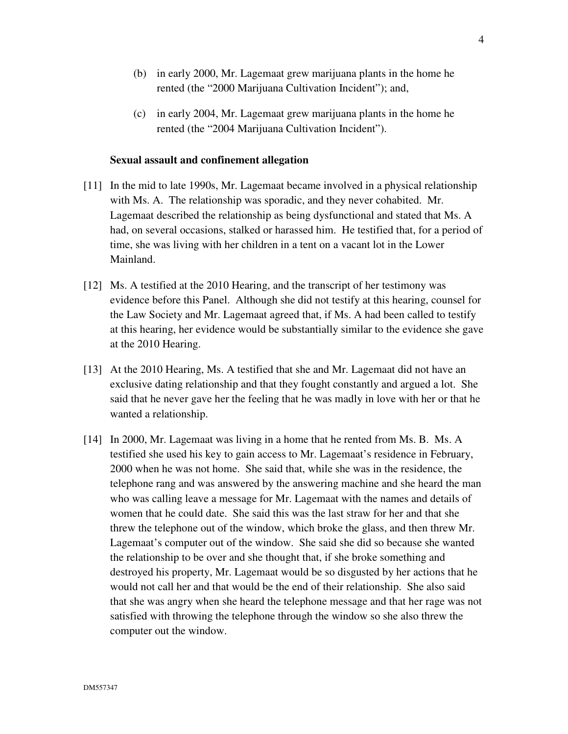(b) in early 2000, Mr. Lagemaat grew marijuana plants in the home he rented (the "2000 Marijuana Cultivation Incident"); and,

(c) in early 2004, Mr. Lagemaat grew marijuana plants in the home he rented (the "2004 Marijuana Cultivation Incident").

**Sexual assault and confinement allegation**

[11] In the mid to late 1990s, Mr. Lagemaat became involved in a physical relationship with Ms. A. The relationship was sporadic, and they never cohabited. Mr. Lagemaat described the relationship as being dysfunctional and stated that Ms. A had, on several occasions, stalked or harassed him. He testified that, for a period of time, she was living with her children in a tent on a vacant lot in the Lower Mainland.

[12] Ms. A testified at the 2010 Hearing, and the transcript of her testimony was evidence before this Panel. Although she did not testify at this hearing, counsel for the Law Society and Mr. Lagemaat agreed that, if Ms. A had been called to testify at this hearing, her evidence would be substantially similar to the evidence she gave at the 2010 Hearing.

[13] At the 2010 Hearing, Ms. A testified that she and Mr. Lagemaat did not have an exclusive dating relationship and that they fought constantly and argued a lot. She said that he never gave her the feeling that he was madly in love with her or that he wanted a relationship.

[14] In 2000, Mr. Lagemaat was living in a home that he rented from Ms. B. Ms. A testified she used his key to gain access to Mr. Lagemaat's residence in February, 2000 when he was not home. She said that, while she was in the residence, the telephone rang and was answered by the answering machine and she heard the man who was calling leave a message for Mr. Lagemaat with the names and details of women that he could date. She said this was the last straw for her and that she threw the telephone out of the window, which broke the glass, and then threw Mr. Lagemaat's computer out of the window. She said she did so because she wanted the relationship to be over and she thought that, if she broke something and destroyed his property, Mr. Lagemaat would be so disgusted by her actions that he would not call her and that would be the end of their relationship. She also said that she was angry when she heard the telephone message and that her rage was not satisfied with throwing the telephone through the window so she also threw the computer out the window.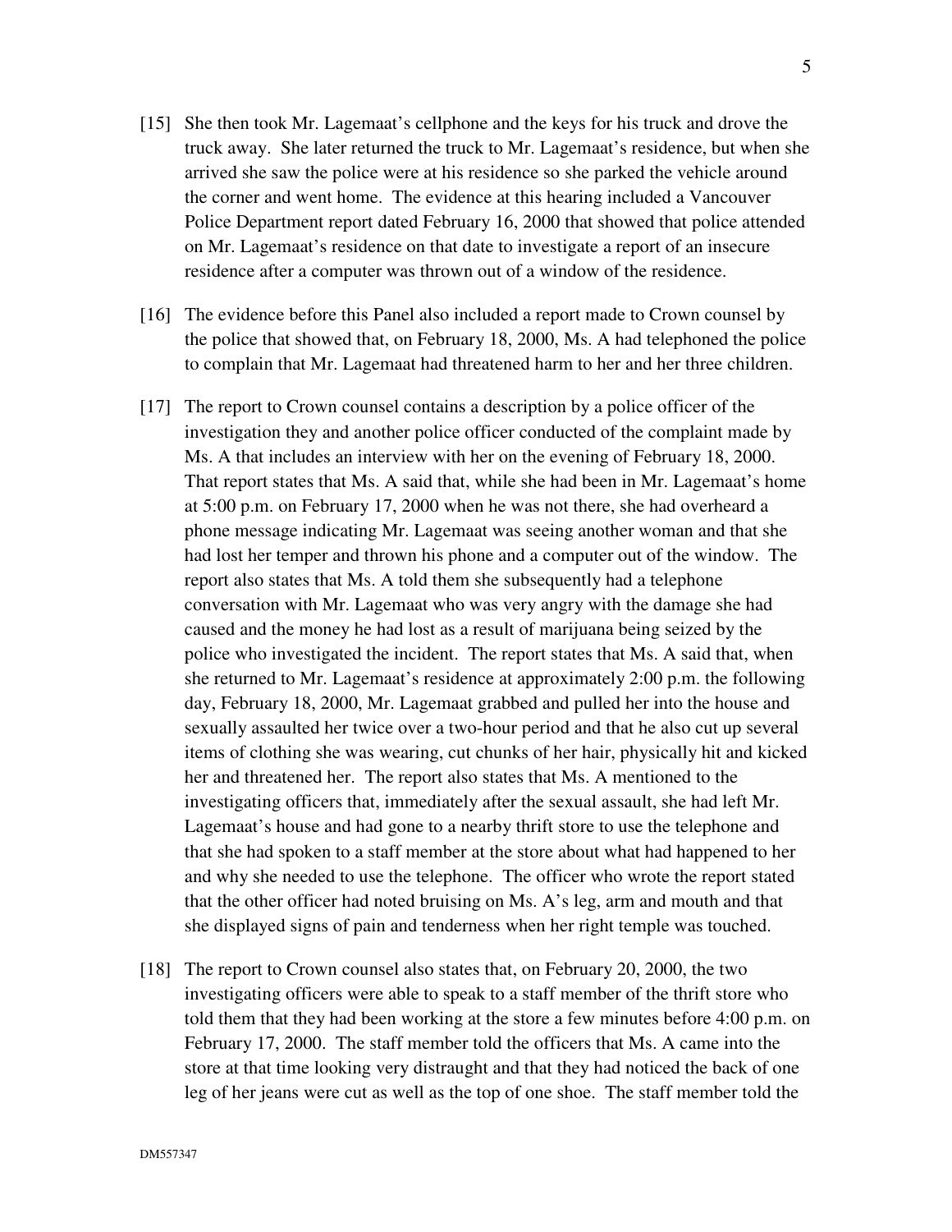[15] She then took Mr. Lagemaat's cellphone and the keys for his truck and drove the truck away. She later returned the truck to Mr. Lagemaat's residence, but when she arrived she saw the police were at his residence so she parked the vehicle around the corner and went home. The evidence at this hearing included a Vancouver Police Department report dated February 16, 2000 that showed that police attended on Mr. Lagemaat's residence on that date to investigate a report of an insecure residence after a computer was thrown out of a window of the residence.

[16] The evidence before this Panel also included a report made to Crown counsel by the police that showed that, on February 18, 2000, Ms. A had telephoned the police to complain that Mr. Lagemaat had threatened harm to her and her three children.

[17] The report to Crown counsel contains a description by a police officer of the investigation they and another police officer conducted of the complaint made by Ms. A that includes an interview with her on the evening of February 18, 2000. That report states that Ms. A said that, while she had been in Mr. Lagemaat's home at 5:00 p.m. on February 17, 2000 when he was not there, she had overheard a phone message indicating Mr. Lagemaat was seeing another woman and that she had lost her temper and thrown his phone and a computer out of the window. The report also states that Ms. A told them she subsequently had a telephone conversation with Mr. Lagemaat who was very angry with the damage she had caused and the money he had lost as a result of marijuana being seized by the police who investigated the incident. The report states that Ms. A said that, when she returned to Mr. Lagemaat's residence at approximately 2:00 p.m. the following day, February 18, 2000, Mr. Lagemaat grabbed and pulled her into the house and sexually assaulted her twice over a two-hour period and that he also cut up several items of clothing she was wearing, cut chunks of her hair, physically hit and kicked her and threatened her. The report also states that Ms. A mentioned to the investigating officers that, immediately after the sexual assault, she had left Mr. Lagemaat's house and had gone to a nearby thrift store to use the telephone and that she had spoken to a staff member at the store about what had happened to her and why she needed to use the telephone. The officer who wrote the report stated that the other officer had noted bruising on Ms. A's leg, arm and mouth and that she displayed signs of pain and tenderness when her right temple was touched.

[18] The report to Crown counsel also states that, on February 20, 2000, the two investigating officers were able to speak to a staff member of the thrift store who told them that they had been working at the store a few minutes before 4:00 p.m. on February 17, 2000. The staff member told the officers that Ms. A came into the store at that time looking very distraught and that they had noticed the back of one leg of her jeans were cut as well as the top of one shoe. The staff member told the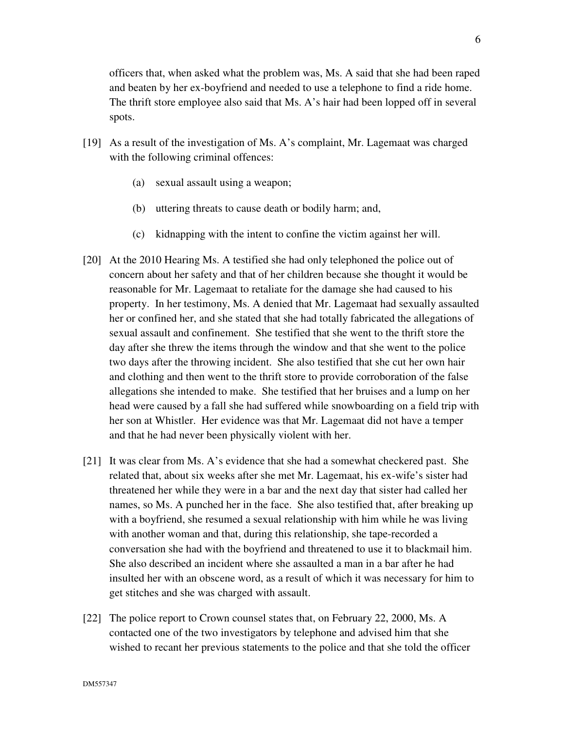officers that, when asked what the problem was, Ms. A said that she had been raped and beaten by her ex-boyfriend and needed to use a telephone to find a ride home. The thrift store employee also said that Ms. A's hair had been lopped off in several spots.

[19] As a result of the investigation of Ms. A's complaint, Mr. Lagemaat was charged with the following criminal offences:

(a) sexual assault using a weapon;

(b) uttering threats to cause death or bodily harm; and,

(c) kidnapping with the intent to confine the victim against her will.

[20] At the 2010 Hearing Ms. A testified she had only telephoned the police out of concern about her safety and that of her children because she thought it would be reasonable for Mr. Lagemaat to retaliate for the damage she had caused to his property. In her testimony, Ms. A denied that Mr. Lagemaat had sexually assaulted her or confined her, and she stated that she had totally fabricated the allegations of sexual assault and confinement. She testified that she went to the thrift store the day after she threw the items through the window and that she went to the police two days after the throwing incident. She also testified that she cut her own hair and clothing and then went to the thrift store to provide corroboration of the false allegations she intended to make. She testified that her bruises and a lump on her head were caused by a fall she had suffered while snowboarding on a field trip with her son at Whistler. Her evidence was that Mr. Lagemaat did not have a temper and that he had never been physically violent with her.

[21] It was clear from Ms. A's evidence that she had a somewhat checkered past. She related that, about six weeks after she met Mr. Lagemaat, his ex-wife's sister had threatened her while they were in a bar and the next day that sister had called her names, so Ms. A punched her in the face. She also testified that, after breaking up with a boyfriend, she resumed a sexual relationship with him while he was living with another woman and that, during this relationship, she tape-recorded a conversation she had with the boyfriend and threatened to use it to blackmail him. She also described an incident where she assaulted a man in a bar after he had insulted her with an obscene word, as a result of which it was necessary for him to get stitches and she was charged with assault.

[22] The police report to Crown counsel states that, on February 22, 2000, Ms. A contacted one of the two investigators by telephone and advised him that she wished to recant her previous statements to the police and that she told the officer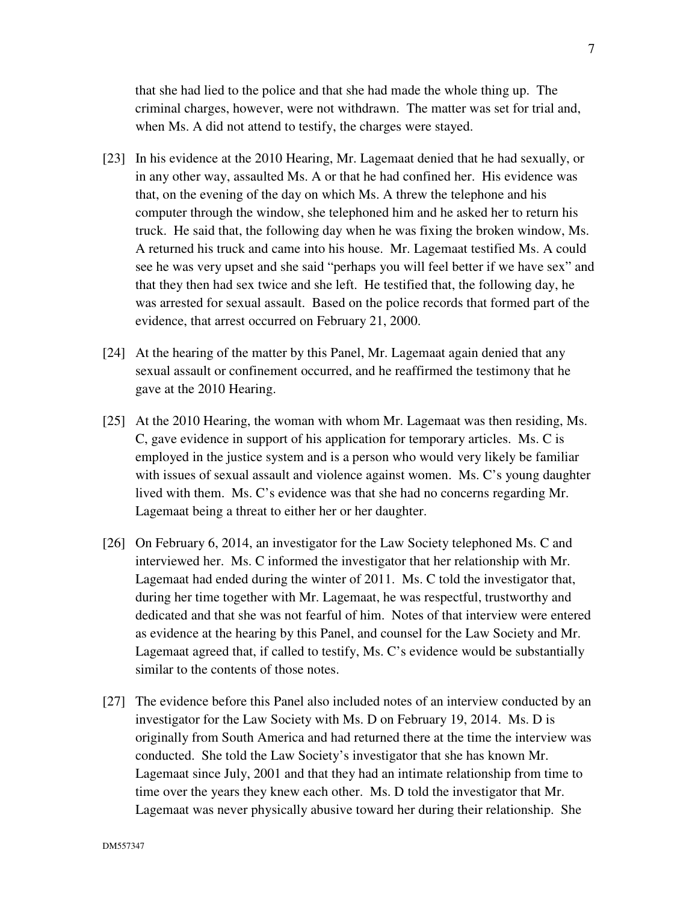that she had lied to the police and that she had made the whole thing up. The criminal charges, however, were not withdrawn. The matter was set for trial and, when Ms. A did not attend to testify, the charges were stayed.

[23] In his evidence at the 2010 Hearing, Mr. Lagemaat denied that he had sexually, or in any other way, assaulted Ms. A or that he had confined her. His evidence was that, on the evening of the day on which Ms. A threw the telephone and his computer through the window, she telephoned him and he asked her to return his truck. He said that, the following day when he was fixing the broken window, Ms. A returned his truck and came into his house. Mr. Lagemaat testified Ms. A could see he was very upset and she said "perhaps you will feel better if we have sex" and that they then had sex twice and she left. He testified that, the following day, he was arrested for sexual assault. Based on the police records that formed part of the evidence, that arrest occurred on February 21, 2000.

[24] At the hearing of the matter by this Panel, Mr. Lagemaat again denied that any sexual assault or confinement occurred, and he reaffirmed the testimony that he gave at the 2010 Hearing.

[25] At the 2010 Hearing, the woman with whom Mr. Lagemaat was then residing, Ms. C, gave evidence in support of his application for temporary articles. Ms. C is employed in the justice system and is a person who would very likely be familiar with issues of sexual assault and violence against women. Ms. C's young daughter lived with them. Ms. C's evidence was that she had no concerns regarding Mr. Lagemaat being a threat to either her or her daughter.

[26] On February 6, 2014, an investigator for the Law Society telephoned Ms. C and interviewed her. Ms. C informed the investigator that her relationship with Mr. Lagemaat had ended during the winter of 2011. Ms. C told the investigator that, during her time together with Mr. Lagemaat, he was respectful, trustworthy and dedicated and that she was not fearful of him. Notes of that interview were entered as evidence at the hearing by this Panel, and counsel for the Law Society and Mr. Lagemaat agreed that, if called to testify, Ms. C's evidence would be substantially similar to the contents of those notes.

[27] The evidence before this Panel also included notes of an interview conducted by an investigator for the Law Society with Ms. D on February 19, 2014. Ms. D is originally from South America and had returned there at the time the interview was conducted. She told the Law Society's investigator that she has known Mr. Lagemaat since July, 2001 and that they had an intimate relationship from time to time over the years they knew each other. Ms. D told the investigator that Mr. Lagemaat was never physically abusive toward her during their relationship. She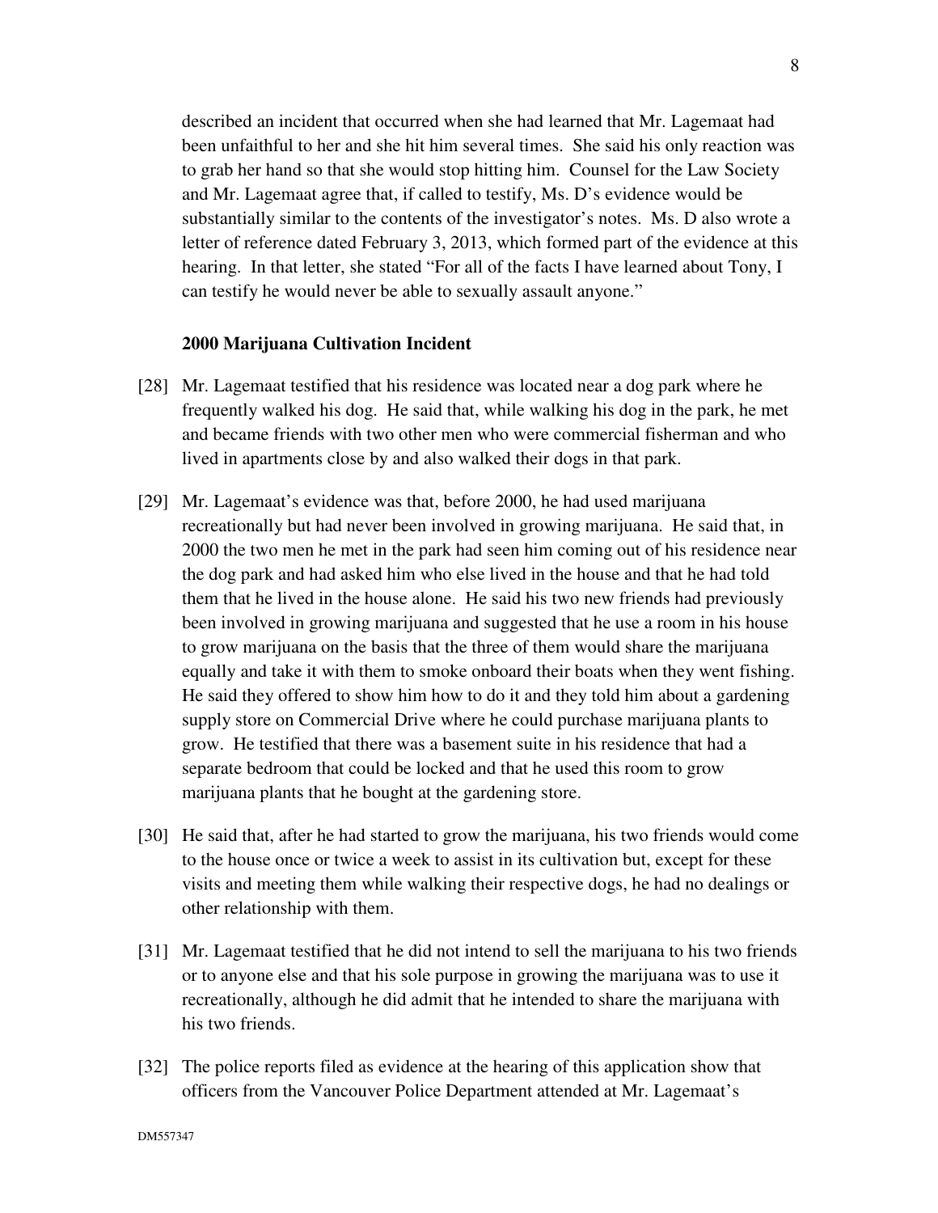described an incident that occurred when she had learned that Mr. Lagemaat had been unfaithful to her and she hit him several times. She said his only reaction was to grab her hand so that she would stop hitting him. Counsel for the Law Society and Mr. Lagemaat agree that, if called to testify, Ms. D's evidence would be substantially similar to the contents of the investigator's notes. Ms. D also wrote a letter of reference dated February 3, 2013, which formed part of the evidence at this hearing. In that letter, she stated "For all of the facts I have learned about Tony, I can testify he would never be able to sexually assault anyone."

**2000 Marijuana Cultivation Incident**

[28] Mr. Lagemaat testified that his residence was located near a dog park where he frequently walked his dog. He said that, while walking his dog in the park, he met and became friends with two other men who were commercial fisherman and who lived in apartments close by and also walked their dogs in that park.

[29] Mr. Lagemaat's evidence was that, before 2000, he had used marijuana recreationally but had never been involved in growing marijuana. He said that, in 2000 the two men he met in the park had seen him coming out of his residence near the dog park and had asked him who else lived in the house and that he had told them that he lived in the house alone. He said his two new friends had previously been involved in growing marijuana and suggested that he use a room in his house to grow marijuana on the basis that the three of them would share the marijuana equally and take it with them to smoke onboard their boats when they went fishing. He said they offered to show him how to do it and they told him about a gardening supply store on Commercial Drive where he could purchase marijuana plants to grow. He testified that there was a basement suite in his residence that had a separate bedroom that could be locked and that he used this room to grow marijuana plants that he bought at the gardening store.

[30] He said that, after he had started to grow the marijuana, his two friends would come to the house once or twice a week to assist in its cultivation but, except for these visits and meeting them while walking their respective dogs, he had no dealings or other relationship with them.

[31] Mr. Lagemaat testified that he did not intend to sell the marijuana to his two friends or to anyone else and that his sole purpose in growing the marijuana was to use it recreationally, although he did admit that he intended to share the marijuana with his two friends.

[32] The police reports filed as evidence at the hearing of this application show that officers from the Vancouver Police Department attended at Mr. Lagemaat's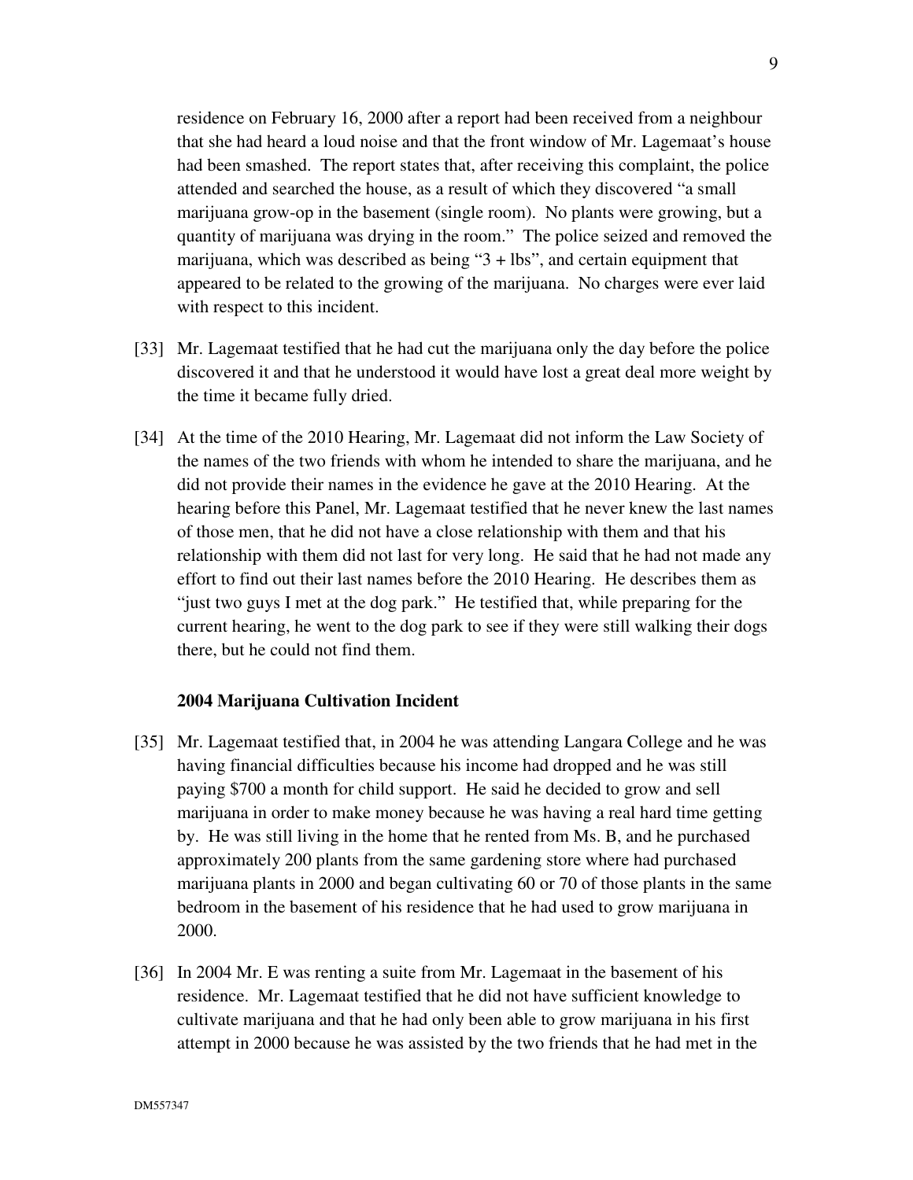residence on February 16, 2000 after a report had been received from a neighbour that she had heard a loud noise and that the front window of Mr. Lagemaat's house had been smashed. The report states that, after receiving this complaint, the police attended and searched the house, as a result of which they discovered "a small marijuana grow-op in the basement (single room). No plants were growing, but a quantity of marijuana was drying in the room." The police seized and removed the marijuana, which was described as being "3 + lbs", and certain equipment that appeared to be related to the growing of the marijuana. No charges were ever laid with respect to this incident.

[33] Mr. Lagemaat testified that he had cut the marijuana only the day before the police discovered it and that he understood it would have lost a great deal more weight by the time it became fully dried.

[34] At the time of the 2010 Hearing, Mr. Lagemaat did not inform the Law Society of the names of the two friends with whom he intended to share the marijuana, and he did not provide their names in the evidence he gave at the 2010 Hearing. At the hearing before this Panel, Mr. Lagemaat testified that he never knew the last names of those men, that he did not have a close relationship with them and that his relationship with them did not last for very long. He said that he had not made any effort to find out their last names before the 2010 Hearing. He describes them as "just two guys I met at the dog park." He testified that, while preparing for the current hearing, he went to the dog park to see if they were still walking their dogs there, but he could not find them.

**2004 Marijuana Cultivation Incident**

[35] Mr. Lagemaat testified that, in 2004 he was attending Langara College and he was having financial difficulties because his income had dropped and he was still paying $700 a month for child support. He said he decided to grow and sell marijuana in order to make money because he was having a real hard time getting by. He was still living in the home that he rented from Ms. B, and he purchased approximately 200 plants from the same gardening store where had purchased marijuana plants in 2000 and began cultivating 60 or 70 of those plants in the same bedroom in the basement of his residence that he had used to grow marijuana in 2000.

[36] In 2004 Mr. E was renting a suite from Mr. Lagemaat in the basement of his residence. Mr. Lagemaat testified that he did not have sufficient knowledge to cultivate marijuana and that he had only been able to grow marijuana in his first attempt in 2000 because he was assisted by the two friends that he had met in the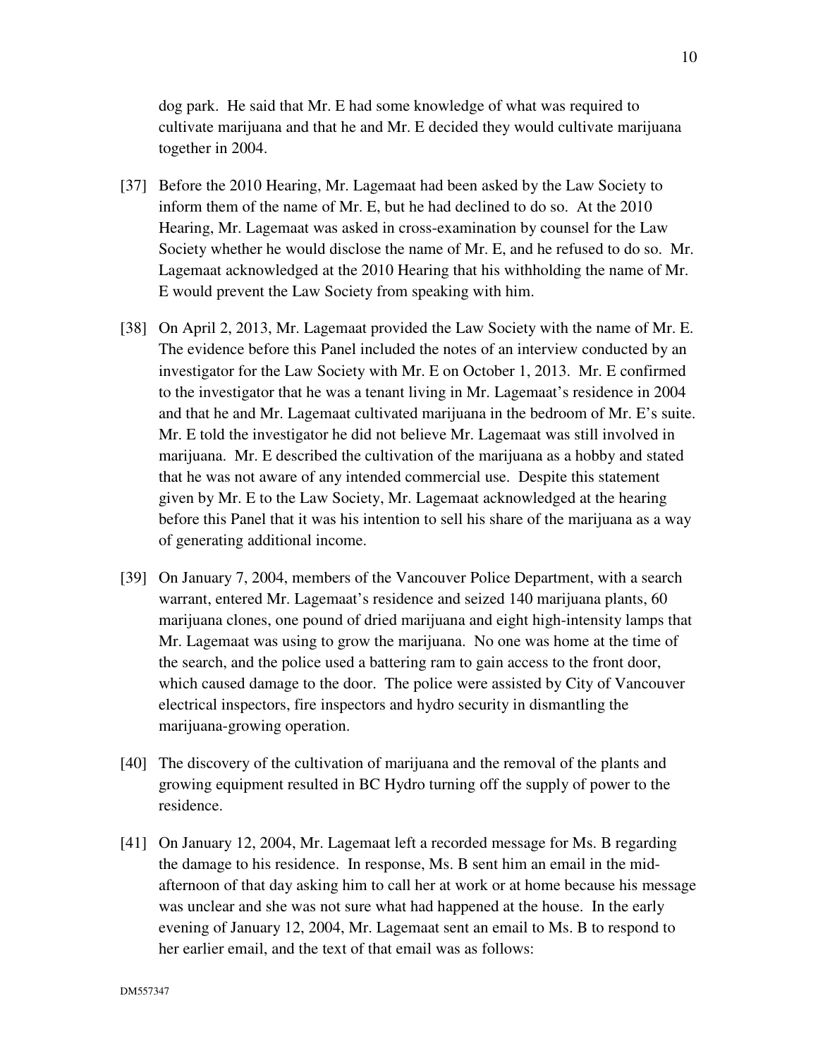dog park. He said that Mr. E had some knowledge of what was required to cultivate marijuana and that he and Mr. E decided they would cultivate marijuana together in 2004.

[37] Before the 2010 Hearing, Mr. Lagemaat had been asked by the Law Society to inform them of the name of Mr. E, but he had declined to do so. At the 2010 Hearing, Mr. Lagemaat was asked in cross-examination by counsel for the Law Society whether he would disclose the name of Mr. E, and he refused to do so. Mr. Lagemaat acknowledged at the 2010 Hearing that his withholding the name of Mr. E would prevent the Law Society from speaking with him.

[38] On April 2, 2013, Mr. Lagemaat provided the Law Society with the name of Mr. E. The evidence before this Panel included the notes of an interview conducted by an investigator for the Law Society with Mr. E on October 1, 2013. Mr. E confirmed to the investigator that he was a tenant living in Mr. Lagemaat's residence in 2004 and that he and Mr. Lagemaat cultivated marijuana in the bedroom of Mr. E's suite. Mr. E told the investigator he did not believe Mr. Lagemaat was still involved in marijuana. Mr. E described the cultivation of the marijuana as a hobby and stated that he was not aware of any intended commercial use. Despite this statement given by Mr. E to the Law Society, Mr. Lagemaat acknowledged at the hearing before this Panel that it was his intention to sell his share of the marijuana as a way of generating additional income.

[39] On January 7, 2004, members of the Vancouver Police Department, with a search warrant, entered Mr. Lagemaat's residence and seized 140 marijuana plants, 60 marijuana clones, one pound of dried marijuana and eight high-intensity lamps that Mr. Lagemaat was using to grow the marijuana. No one was home at the time of the search, and the police used a battering ram to gain access to the front door, which caused damage to the door. The police were assisted by City of Vancouver electrical inspectors, fire inspectors and hydro security in dismantling the marijuana-growing operation.

[40] The discovery of the cultivation of marijuana and the removal of the plants and growing equipment resulted in BC Hydro turning off the supply of power to the residence.

[41] On January 12, 2004, Mr. Lagemaat left a recorded message for Ms. B regarding the damage to his residence. In response, Ms. B sent him an email in the mid-afternoon of that day asking him to call her at work or at home because his message was unclear and she was not sure what had happened at the house. In the early evening of January 12, 2004, Mr. Lagemaat sent an email to Ms. B to respond to her earlier email, and the text of that email was as follows: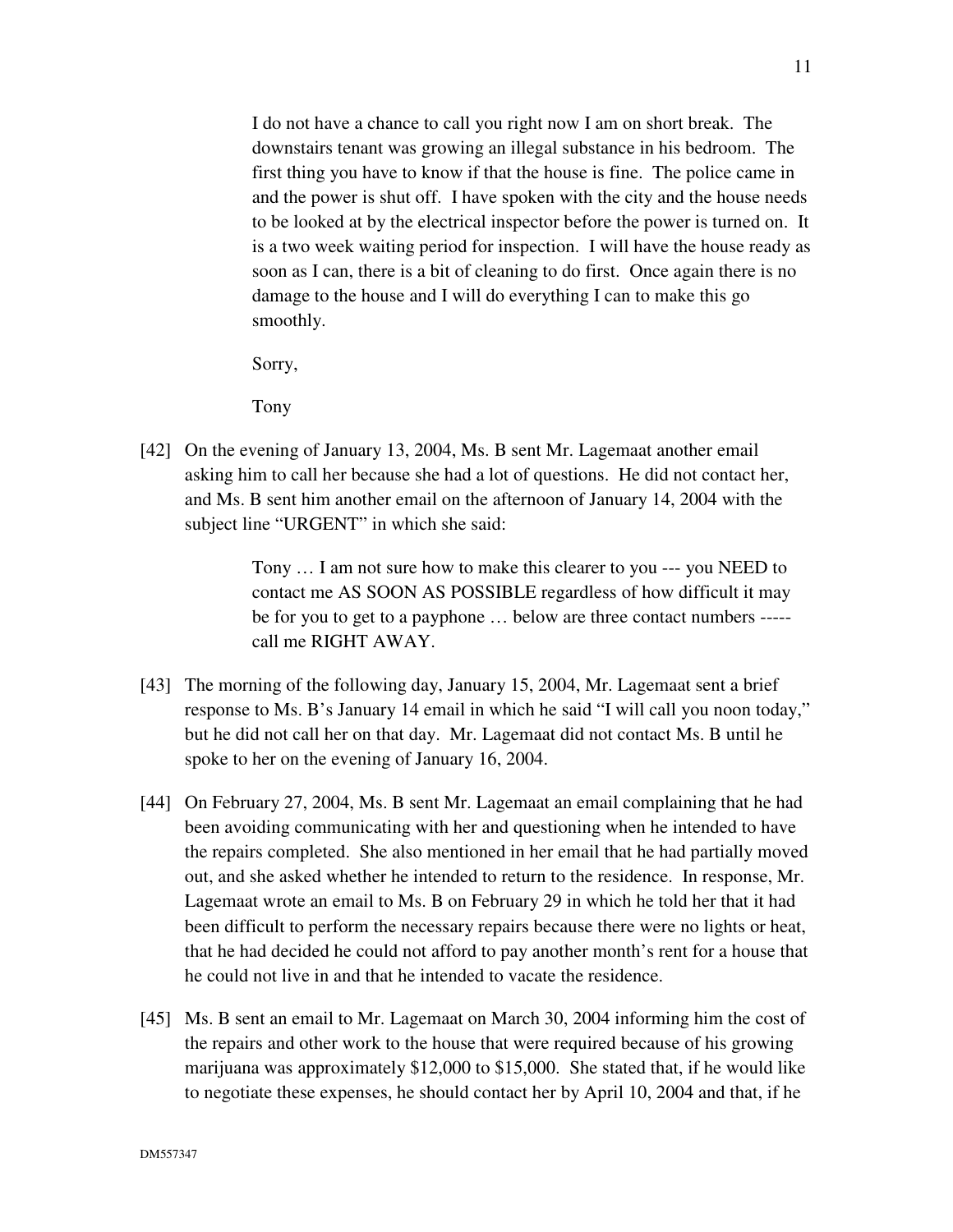> I do not have a chance to call you right now I am on short break. The downstairs tenant was growing an illegal substance in his bedroom. The first thing you have to know if that the house is fine. The police came in and the power is shut off. I have spoken with the city and the house needs to be looked at by the electrical inspector before the power is turned on. It is a two week waiting period for inspection. I will have the house ready as soon as I can, there is a bit of cleaning to do first. Once again there is no damage to the house and I will do everything I can to make this go smoothly.
>
> Sorry,
>
> Tony

[42] On the evening of January 13, 2004, Ms. B sent Mr. Lagemaat another email asking him to call her because she had a lot of questions. He did not contact her, and Ms. B sent him another email on the afternoon of January 14, 2004 with the subject line "URGENT" in which she said:

> Tony … I am not sure how to make this clearer to you --- you NEED to contact me AS SOON AS POSSIBLE regardless of how difficult it may be for you to get to a payphone … below are three contact numbers ----- call me RIGHT AWAY.

[43] The morning of the following day, January 15, 2004, Mr. Lagemaat sent a brief response to Ms. B's January 14 email in which he said "I will call you noon today," but he did not call her on that day. Mr. Lagemaat did not contact Ms. B until he spoke to her on the evening of January 16, 2004.

[44] On February 27, 2004, Ms. B sent Mr. Lagemaat an email complaining that he had been avoiding communicating with her and questioning when he intended to have the repairs completed. She also mentioned in her email that he had partially moved out, and she asked whether he intended to return to the residence. In response, Mr. Lagemaat wrote an email to Ms. B on February 29 in which he told her that it had been difficult to perform the necessary repairs because there were no lights or heat, that he had decided he could not afford to pay another month's rent for a house that he could not live in and that he intended to vacate the residence.

[45] Ms. B sent an email to Mr. Lagemaat on March 30, 2004 informing him the cost of the repairs and other work to the house that were required because of his growing marijuana was approximately $12,000 to $15,000. She stated that, if he would like to negotiate these expenses, he should contact her by April 10, 2004 and that, if he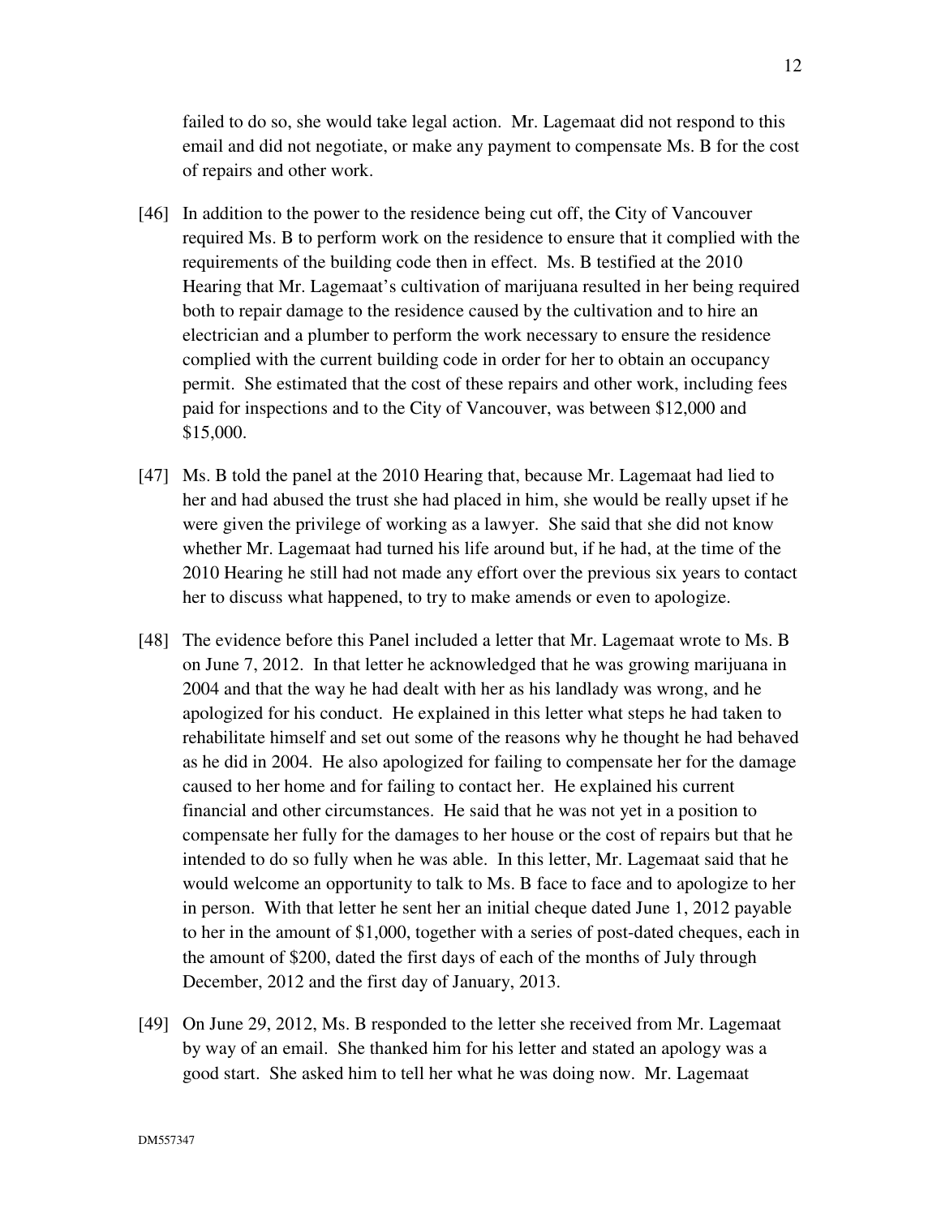failed to do so, she would take legal action. Mr. Lagemaat did not respond to this email and did not negotiate, or make any payment to compensate Ms. B for the cost of repairs and other work.

[46] In addition to the power to the residence being cut off, the City of Vancouver required Ms. B to perform work on the residence to ensure that it complied with the requirements of the building code then in effect. Ms. B testified at the 2010 Hearing that Mr. Lagemaat's cultivation of marijuana resulted in her being required both to repair damage to the residence caused by the cultivation and to hire an electrician and a plumber to perform the work necessary to ensure the residence complied with the current building code in order for her to obtain an occupancy permit. She estimated that the cost of these repairs and other work, including fees paid for inspections and to the City of Vancouver, was between $12,000 and $15,000.

[47] Ms. B told the panel at the 2010 Hearing that, because Mr. Lagemaat had lied to her and had abused the trust she had placed in him, she would be really upset if he were given the privilege of working as a lawyer. She said that she did not know whether Mr. Lagemaat had turned his life around but, if he had, at the time of the 2010 Hearing he still had not made any effort over the previous six years to contact her to discuss what happened, to try to make amends or even to apologize.

[48] The evidence before this Panel included a letter that Mr. Lagemaat wrote to Ms. B on June 7, 2012. In that letter he acknowledged that he was growing marijuana in 2004 and that the way he had dealt with her as his landlady was wrong, and he apologized for his conduct. He explained in this letter what steps he had taken to rehabilitate himself and set out some of the reasons why he thought he had behaved as he did in 2004. He also apologized for failing to compensate her for the damage caused to her home and for failing to contact her. He explained his current financial and other circumstances. He said that he was not yet in a position to compensate her fully for the damages to her house or the cost of repairs but that he intended to do so fully when he was able. In this letter, Mr. Lagemaat said that he would welcome an opportunity to talk to Ms. B face to face and to apologize to her in person. With that letter he sent her an initial cheque dated June 1, 2012 payable to her in the amount of $1,000, together with a series of post-dated cheques, each in the amount of $200, dated the first days of each of the months of July through December, 2012 and the first day of January, 2013.

[49] On June 29, 2012, Ms. B responded to the letter she received from Mr. Lagemaat by way of an email. She thanked him for his letter and stated an apology was a good start. She asked him to tell her what he was doing now. Mr. Lagemaat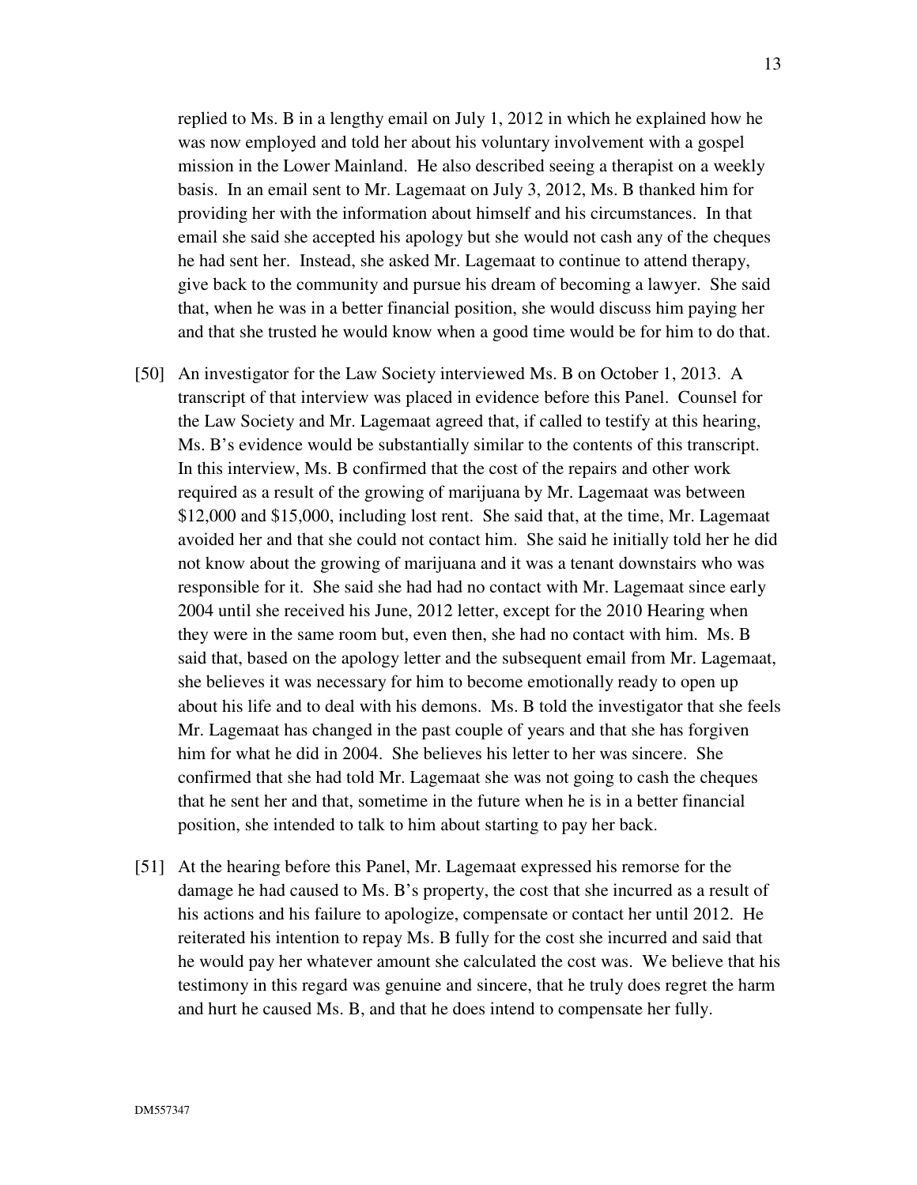replied to Ms. B in a lengthy email on July 1, 2012 in which he explained how he was now employed and told her about his voluntary involvement with a gospel mission in the Lower Mainland. He also described seeing a therapist on a weekly basis. In an email sent to Mr. Lagemaat on July 3, 2012, Ms. B thanked him for providing her with the information about himself and his circumstances. In that email she said she accepted his apology but she would not cash any of the cheques he had sent her. Instead, she asked Mr. Lagemaat to continue to attend therapy, give back to the community and pursue his dream of becoming a lawyer. She said that, when he was in a better financial position, she would discuss him paying her and that she trusted he would know when a good time would be for him to do that.

[50] An investigator for the Law Society interviewed Ms. B on October 1, 2013. A transcript of that interview was placed in evidence before this Panel. Counsel for the Law Society and Mr. Lagemaat agreed that, if called to testify at this hearing, Ms. B's evidence would be substantially similar to the contents of this transcript. In this interview, Ms. B confirmed that the cost of the repairs and other work required as a result of the growing of marijuana by Mr. Lagemaat was between $12,000 and $15,000, including lost rent. She said that, at the time, Mr. Lagemaat avoided her and that she could not contact him. She said he initially told her he did not know about the growing of marijuana and it was a tenant downstairs who was responsible for it. She said she had had no contact with Mr. Lagemaat since early 2004 until she received his June, 2012 letter, except for the 2010 Hearing when they were in the same room but, even then, she had no contact with him. Ms. B said that, based on the apology letter and the subsequent email from Mr. Lagemaat, she believes it was necessary for him to become emotionally ready to open up about his life and to deal with his demons. Ms. B told the investigator that she feels Mr. Lagemaat has changed in the past couple of years and that she has forgiven him for what he did in 2004. She believes his letter to her was sincere. She confirmed that she had told Mr. Lagemaat she was not going to cash the cheques that he sent her and that, sometime in the future when he is in a better financial position, she intended to talk to him about starting to pay her back.

[51] At the hearing before this Panel, Mr. Lagemaat expressed his remorse for the damage he had caused to Ms. B's property, the cost that she incurred as a result of his actions and his failure to apologize, compensate or contact her until 2012. He reiterated his intention to repay Ms. B fully for the cost she incurred and said that he would pay her whatever amount she calculated the cost was. We believe that his testimony in this regard was genuine and sincere, that he truly does regret the harm and hurt he caused Ms. B, and that he does intend to compensate her fully.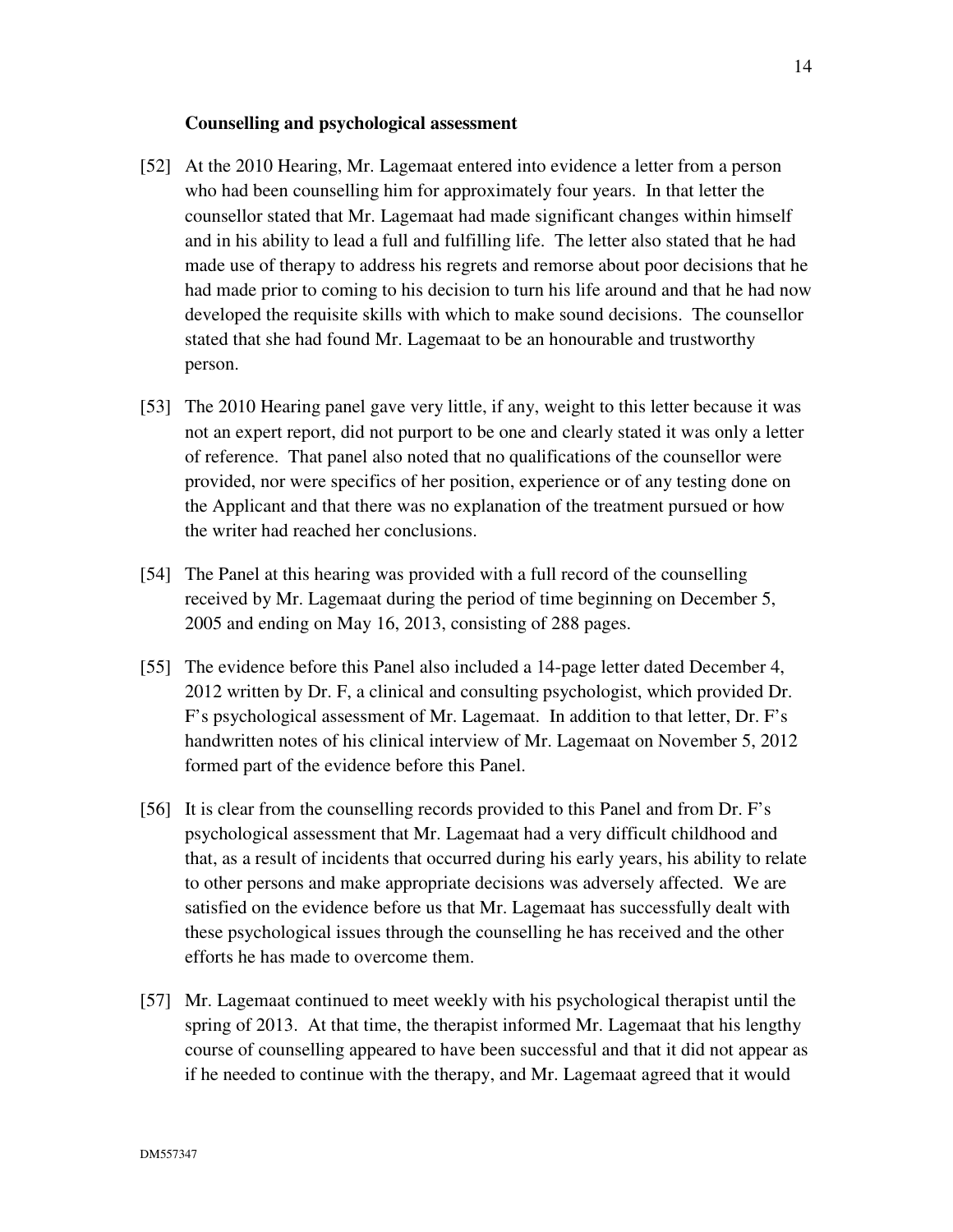**Counselling and psychological assessment**

[52] At the 2010 Hearing, Mr. Lagemaat entered into evidence a letter from a person who had been counselling him for approximately four years. In that letter the counsellor stated that Mr. Lagemaat had made significant changes within himself and in his ability to lead a full and fulfilling life. The letter also stated that he had made use of therapy to address his regrets and remorse about poor decisions that he had made prior to coming to his decision to turn his life around and that he had now developed the requisite skills with which to make sound decisions. The counsellor stated that she had found Mr. Lagemaat to be an honourable and trustworthy person.

[53] The 2010 Hearing panel gave very little, if any, weight to this letter because it was not an expert report, did not purport to be one and clearly stated it was only a letter of reference. That panel also noted that no qualifications of the counsellor were provided, nor were specifics of her position, experience or of any testing done on the Applicant and that there was no explanation of the treatment pursued or how the writer had reached her conclusions.

[54] The Panel at this hearing was provided with a full record of the counselling received by Mr. Lagemaat during the period of time beginning on December 5, 2005 and ending on May 16, 2013, consisting of 288 pages.

[55] The evidence before this Panel also included a 14-page letter dated December 4, 2012 written by Dr. F, a clinical and consulting psychologist, which provided Dr. F's psychological assessment of Mr. Lagemaat. In addition to that letter, Dr. F's handwritten notes of his clinical interview of Mr. Lagemaat on November 5, 2012 formed part of the evidence before this Panel.

[56] It is clear from the counselling records provided to this Panel and from Dr. F's psychological assessment that Mr. Lagemaat had a very difficult childhood and that, as a result of incidents that occurred during his early years, his ability to relate to other persons and make appropriate decisions was adversely affected. We are satisfied on the evidence before us that Mr. Lagemaat has successfully dealt with these psychological issues through the counselling he has received and the other efforts he has made to overcome them.

[57] Mr. Lagemaat continued to meet weekly with his psychological therapist until the spring of 2013. At that time, the therapist informed Mr. Lagemaat that his lengthy course of counselling appeared to have been successful and that it did not appear as if he needed to continue with the therapy, and Mr. Lagemaat agreed that it would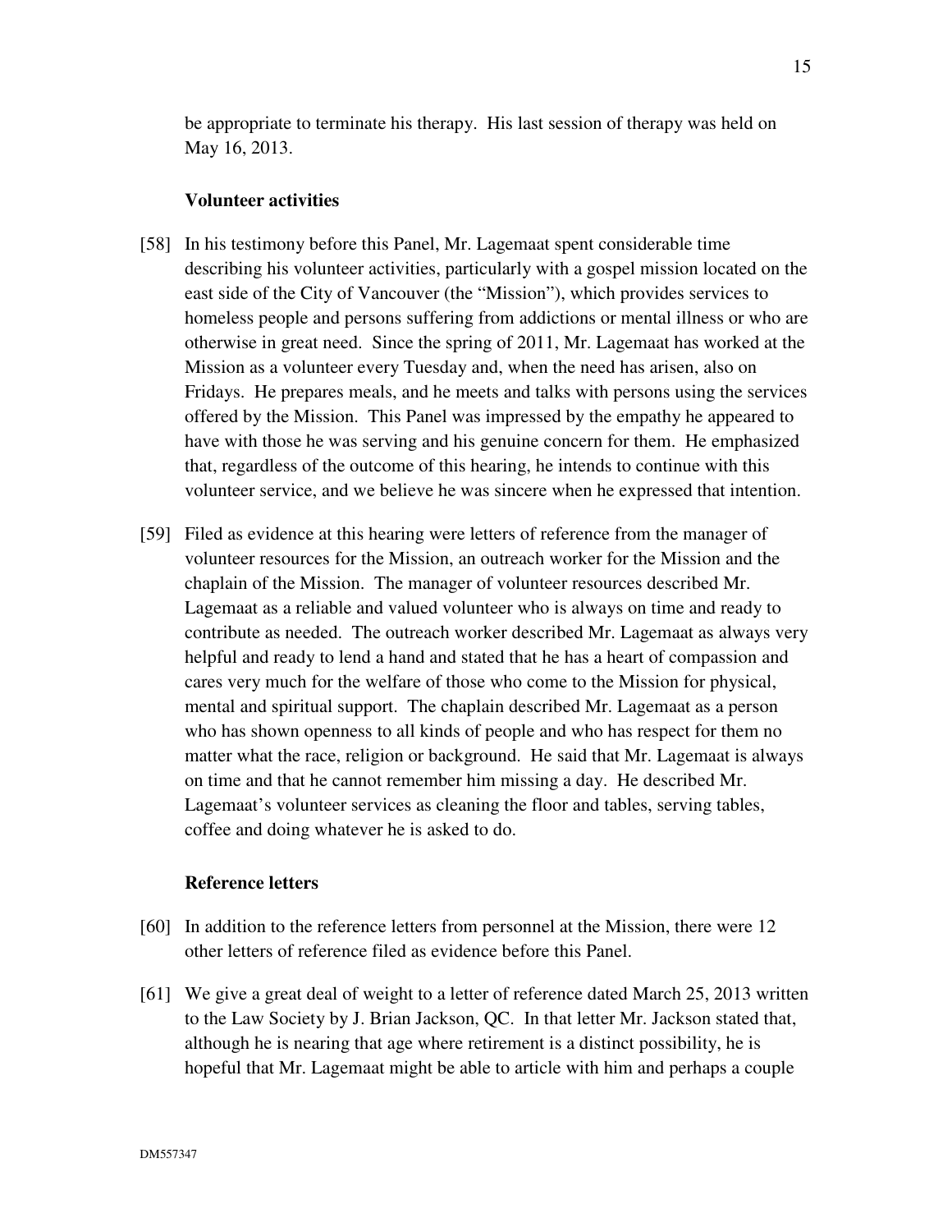be appropriate to terminate his therapy. His last session of therapy was held on May 16, 2013.

### Volunteer activities

[58] In his testimony before this Panel, Mr. Lagemaat spent considerable time describing his volunteer activities, particularly with a gospel mission located on the east side of the City of Vancouver (the "Mission"), which provides services to homeless people and persons suffering from addictions or mental illness or who are otherwise in great need. Since the spring of 2011, Mr. Lagemaat has worked at the Mission as a volunteer every Tuesday and, when the need has arisen, also on Fridays. He prepares meals, and he meets and talks with persons using the services offered by the Mission. This Panel was impressed by the empathy he appeared to have with those he was serving and his genuine concern for them. He emphasized that, regardless of the outcome of this hearing, he intends to continue with this volunteer service, and we believe he was sincere when he expressed that intention.

[59] Filed as evidence at this hearing were letters of reference from the manager of volunteer resources for the Mission, an outreach worker for the Mission and the chaplain of the Mission. The manager of volunteer resources described Mr. Lagemaat as a reliable and valued volunteer who is always on time and ready to contribute as needed. The outreach worker described Mr. Lagemaat as always very helpful and ready to lend a hand and stated that he has a heart of compassion and cares very much for the welfare of those who come to the Mission for physical, mental and spiritual support. The chaplain described Mr. Lagemaat as a person who has shown openness to all kinds of people and who has respect for them no matter what the race, religion or background. He said that Mr. Lagemaat is always on time and that he cannot remember him missing a day. He described Mr. Lagemaat's volunteer services as cleaning the floor and tables, serving tables, coffee and doing whatever he is asked to do.

### Reference letters

[60] In addition to the reference letters from personnel at the Mission, there were 12 other letters of reference filed as evidence before this Panel.

[61] We give a great deal of weight to a letter of reference dated March 25, 2013 written to the Law Society by J. Brian Jackson, QC. In that letter Mr. Jackson stated that, although he is nearing that age where retirement is a distinct possibility, he is hopeful that Mr. Lagemaat might be able to article with him and perhaps a couple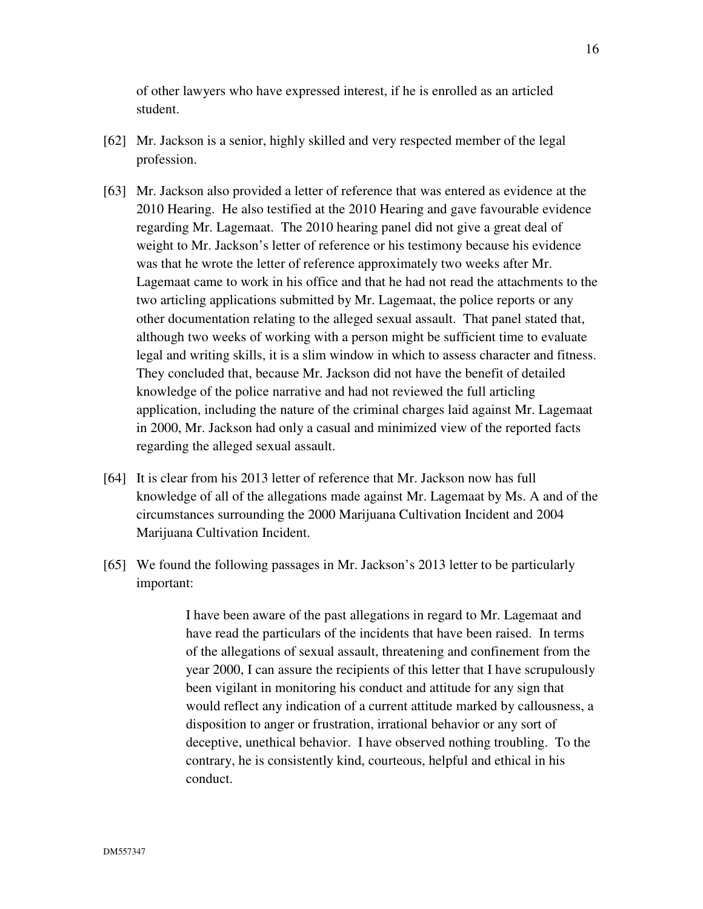of other lawyers who have expressed interest, if he is enrolled as an articled student.

[62] Mr. Jackson is a senior, highly skilled and very respected member of the legal profession.

[63] Mr. Jackson also provided a letter of reference that was entered as evidence at the 2010 Hearing. He also testified at the 2010 Hearing and gave favourable evidence regarding Mr. Lagemaat. The 2010 hearing panel did not give a great deal of weight to Mr. Jackson's letter of reference or his testimony because his evidence was that he wrote the letter of reference approximately two weeks after Mr. Lagemaat came to work in his office and that he had not read the attachments to the two articling applications submitted by Mr. Lagemaat, the police reports or any other documentation relating to the alleged sexual assault. That panel stated that, although two weeks of working with a person might be sufficient time to evaluate legal and writing skills, it is a slim window in which to assess character and fitness. They concluded that, because Mr. Jackson did not have the benefit of detailed knowledge of the police narrative and had not reviewed the full articling application, including the nature of the criminal charges laid against Mr. Lagemaat in 2000, Mr. Jackson had only a casual and minimized view of the reported facts regarding the alleged sexual assault.

[64] It is clear from his 2013 letter of reference that Mr. Jackson now has full knowledge of all of the allegations made against Mr. Lagemaat by Ms. A and of the circumstances surrounding the 2000 Marijuana Cultivation Incident and 2004 Marijuana Cultivation Incident.

[65] We found the following passages in Mr. Jackson's 2013 letter to be particularly important:

> I have been aware of the past allegations in regard to Mr. Lagemaat and have read the particulars of the incidents that have been raised. In terms of the allegations of sexual assault, threatening and confinement from the year 2000, I can assure the recipients of this letter that I have scrupulously been vigilant in monitoring his conduct and attitude for any sign that would reflect any indication of a current attitude marked by callousness, a disposition to anger or frustration, irrational behavior or any sort of deceptive, unethical behavior. I have observed nothing troubling. To the contrary, he is consistently kind, courteous, helpful and ethical in his conduct.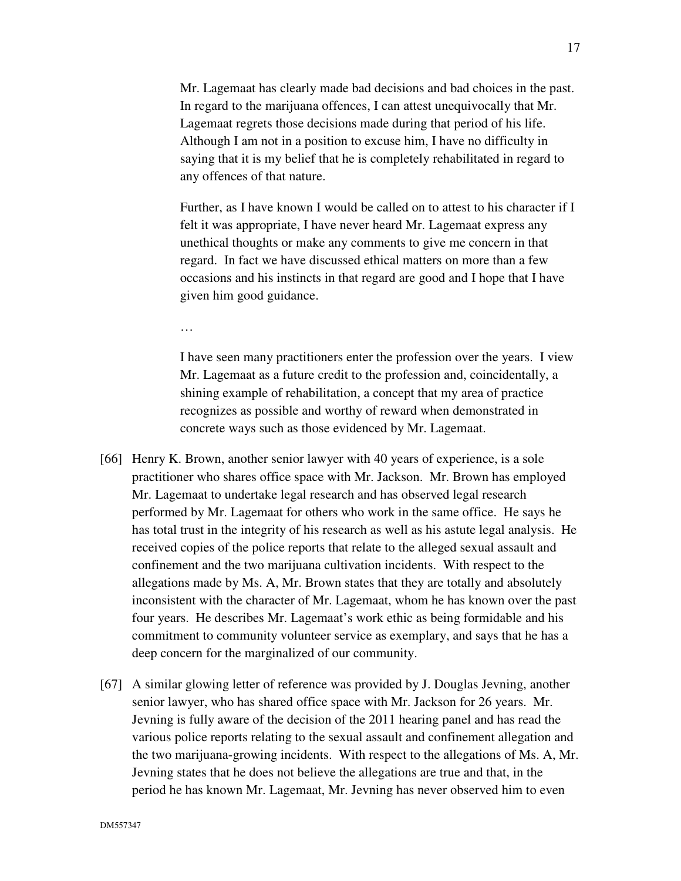> Mr. Lagemaat has clearly made bad decisions and bad choices in the past. In regard to the marijuana offences, I can attest unequivocally that Mr. Lagemaat regrets those decisions made during that period of his life. Although I am not in a position to excuse him, I have no difficulty in saying that it is my belief that he is completely rehabilitated in regard to any offences of that nature.
>
> Further, as I have known I would be called on to attest to his character if I felt it was appropriate, I have never heard Mr. Lagemaat express any unethical thoughts or make any comments to give me concern in that regard. In fact we have discussed ethical matters on more than a few occasions and his instincts in that regard are good and I hope that I have given him good guidance.
>
> …
>
> I have seen many practitioners enter the profession over the years. I view Mr. Lagemaat as a future credit to the profession and, coincidentally, a shining example of rehabilitation, a concept that my area of practice recognizes as possible and worthy of reward when demonstrated in concrete ways such as those evidenced by Mr. Lagemaat.

[66] Henry K. Brown, another senior lawyer with 40 years of experience, is a sole practitioner who shares office space with Mr. Jackson. Mr. Brown has employed Mr. Lagemaat to undertake legal research and has observed legal research performed by Mr. Lagemaat for others who work in the same office. He says he has total trust in the integrity of his research as well as his astute legal analysis. He received copies of the police reports that relate to the alleged sexual assault and confinement and the two marijuana cultivation incidents. With respect to the allegations made by Ms. A, Mr. Brown states that they are totally and absolutely inconsistent with the character of Mr. Lagemaat, whom he has known over the past four years. He describes Mr. Lagemaat's work ethic as being formidable and his commitment to community volunteer service as exemplary, and says that he has a deep concern for the marginalized of our community.

[67] A similar glowing letter of reference was provided by J. Douglas Jevning, another senior lawyer, who has shared office space with Mr. Jackson for 26 years. Mr. Jevning is fully aware of the decision of the 2011 hearing panel and has read the various police reports relating to the sexual assault and confinement allegation and the two marijuana-growing incidents. With respect to the allegations of Ms. A, Mr. Jevning states that he does not believe the allegations are true and that, in the period he has known Mr. Lagemaat, Mr. Jevning has never observed him to even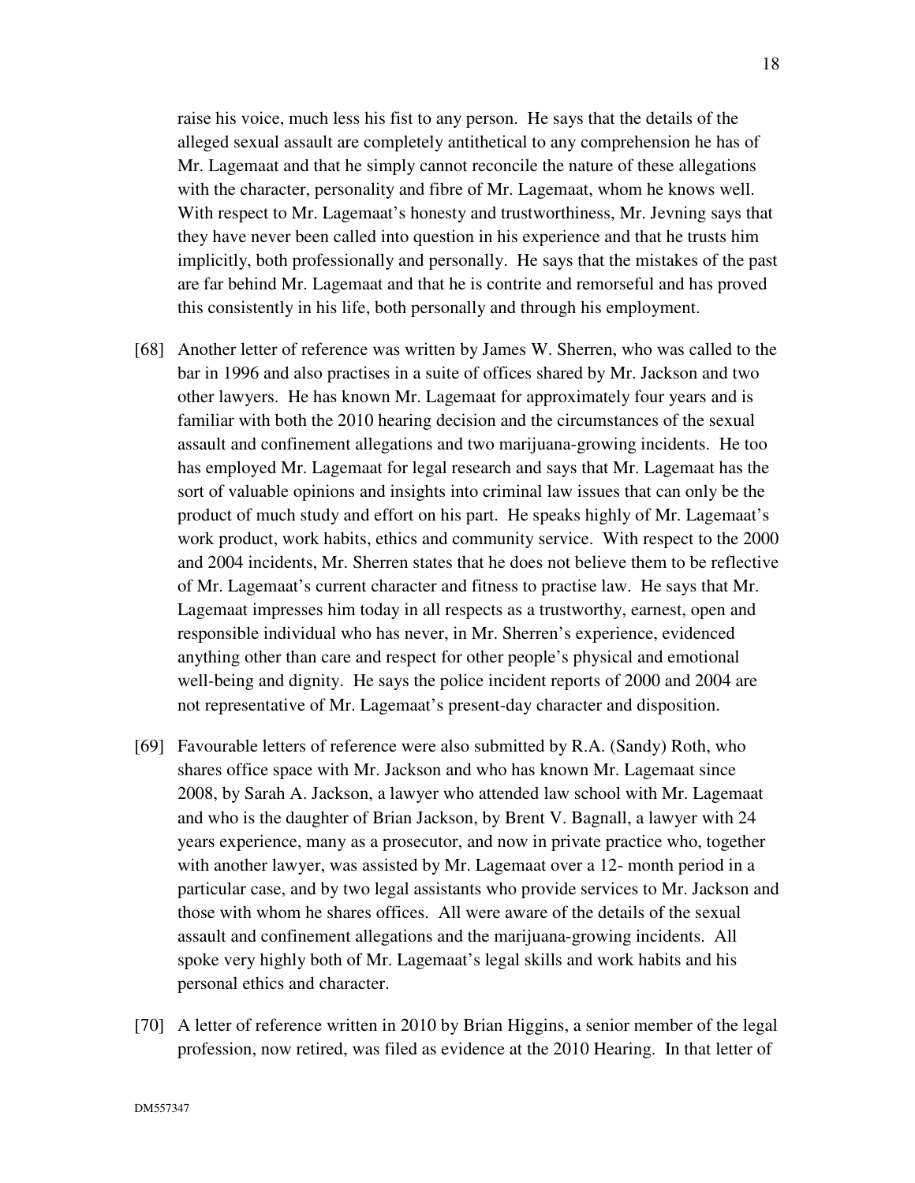raise his voice, much less his fist to any person. He says that the details of the alleged sexual assault are completely antithetical to any comprehension he has of Mr. Lagemaat and that he simply cannot reconcile the nature of these allegations with the character, personality and fibre of Mr. Lagemaat, whom he knows well. With respect to Mr. Lagemaat's honesty and trustworthiness, Mr. Jevning says that they have never been called into question in his experience and that he trusts him implicitly, both professionally and personally. He says that the mistakes of the past are far behind Mr. Lagemaat and that he is contrite and remorseful and has proved this consistently in his life, both personally and through his employment.

[68] Another letter of reference was written by James W. Sherren, who was called to the bar in 1996 and also practises in a suite of offices shared by Mr. Jackson and two other lawyers. He has known Mr. Lagemaat for approximately four years and is familiar with both the 2010 hearing decision and the circumstances of the sexual assault and confinement allegations and two marijuana-growing incidents. He too has employed Mr. Lagemaat for legal research and says that Mr. Lagemaat has the sort of valuable opinions and insights into criminal law issues that can only be the product of much study and effort on his part. He speaks highly of Mr. Lagemaat's work product, work habits, ethics and community service. With respect to the 2000 and 2004 incidents, Mr. Sherren states that he does not believe them to be reflective of Mr. Lagemaat's current character and fitness to practise law. He says that Mr. Lagemaat impresses him today in all respects as a trustworthy, earnest, open and responsible individual who has never, in Mr. Sherren's experience, evidenced anything other than care and respect for other people's physical and emotional well-being and dignity. He says the police incident reports of 2000 and 2004 are not representative of Mr. Lagemaat's present-day character and disposition.

[69] Favourable letters of reference were also submitted by R.A. (Sandy) Roth, who shares office space with Mr. Jackson and who has known Mr. Lagemaat since 2008, by Sarah A. Jackson, a lawyer who attended law school with Mr. Lagemaat and who is the daughter of Brian Jackson, by Brent V. Bagnall, a lawyer with 24 years experience, many as a prosecutor, and now in private practice who, together with another lawyer, was assisted by Mr. Lagemaat over a 12- month period in a particular case, and by two legal assistants who provide services to Mr. Jackson and those with whom he shares offices. All were aware of the details of the sexual assault and confinement allegations and the marijuana-growing incidents. All spoke very highly both of Mr. Lagemaat's legal skills and work habits and his personal ethics and character.

[70] A letter of reference written in 2010 by Brian Higgins, a senior member of the legal profession, now retired, was filed as evidence at the 2010 Hearing. In that letter of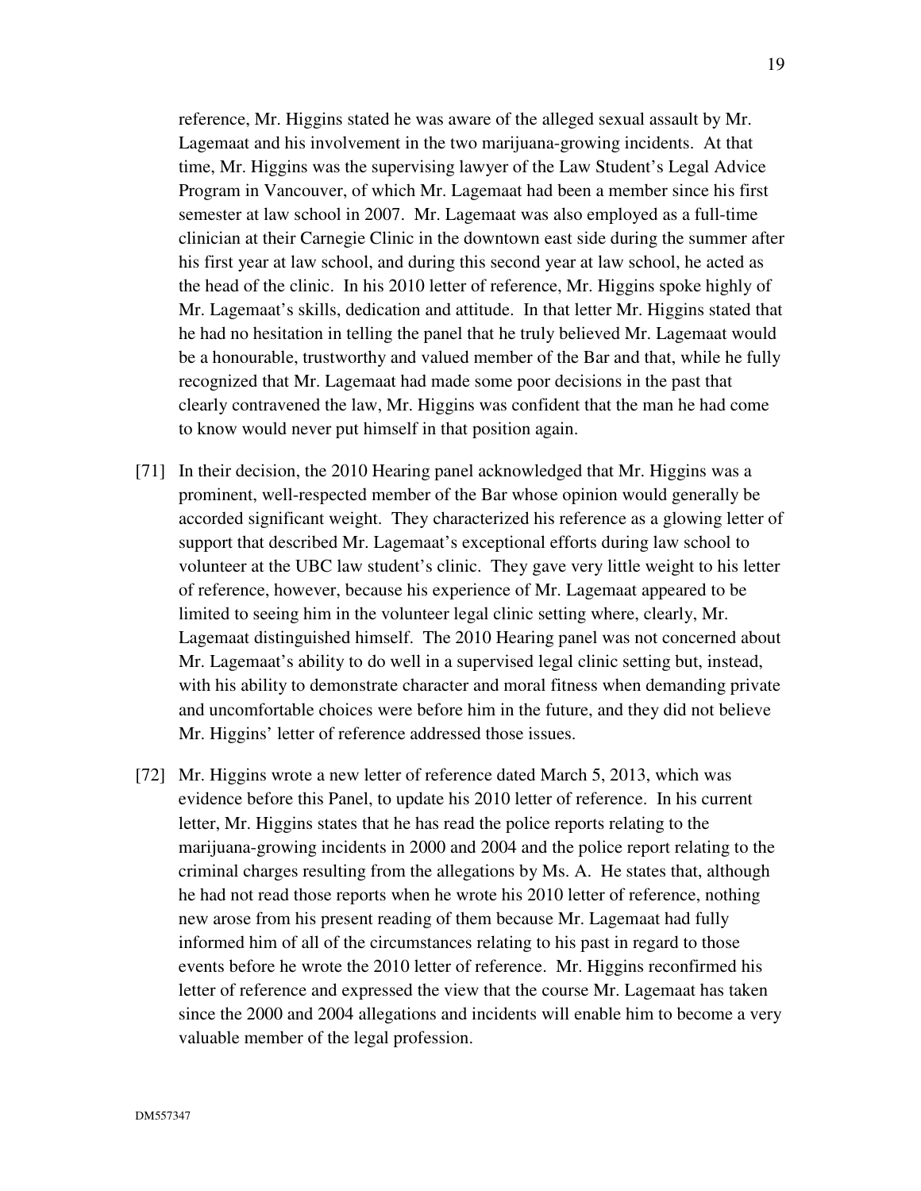reference, Mr. Higgins stated he was aware of the alleged sexual assault by Mr. Lagemaat and his involvement in the two marijuana-growing incidents. At that time, Mr. Higgins was the supervising lawyer of the Law Student's Legal Advice Program in Vancouver, of which Mr. Lagemaat had been a member since his first semester at law school in 2007. Mr. Lagemaat was also employed as a full-time clinician at their Carnegie Clinic in the downtown east side during the summer after his first year at law school, and during this second year at law school, he acted as the head of the clinic. In his 2010 letter of reference, Mr. Higgins spoke highly of Mr. Lagemaat's skills, dedication and attitude. In that letter Mr. Higgins stated that he had no hesitation in telling the panel that he truly believed Mr. Lagemaat would be a honourable, trustworthy and valued member of the Bar and that, while he fully recognized that Mr. Lagemaat had made some poor decisions in the past that clearly contravened the law, Mr. Higgins was confident that the man he had come to know would never put himself in that position again.

[71] In their decision, the 2010 Hearing panel acknowledged that Mr. Higgins was a prominent, well-respected member of the Bar whose opinion would generally be accorded significant weight. They characterized his reference as a glowing letter of support that described Mr. Lagemaat's exceptional efforts during law school to volunteer at the UBC law student's clinic. They gave very little weight to his letter of reference, however, because his experience of Mr. Lagemaat appeared to be limited to seeing him in the volunteer legal clinic setting where, clearly, Mr. Lagemaat distinguished himself. The 2010 Hearing panel was not concerned about Mr. Lagemaat's ability to do well in a supervised legal clinic setting but, instead, with his ability to demonstrate character and moral fitness when demanding private and uncomfortable choices were before him in the future, and they did not believe Mr. Higgins' letter of reference addressed those issues.

[72] Mr. Higgins wrote a new letter of reference dated March 5, 2013, which was evidence before this Panel, to update his 2010 letter of reference. In his current letter, Mr. Higgins states that he has read the police reports relating to the marijuana-growing incidents in 2000 and 2004 and the police report relating to the criminal charges resulting from the allegations by Ms. A. He states that, although he had not read those reports when he wrote his 2010 letter of reference, nothing new arose from his present reading of them because Mr. Lagemaat had fully informed him of all of the circumstances relating to his past in regard to those events before he wrote the 2010 letter of reference. Mr. Higgins reconfirmed his letter of reference and expressed the view that the course Mr. Lagemaat has taken since the 2000 and 2004 allegations and incidents will enable him to become a very valuable member of the legal profession.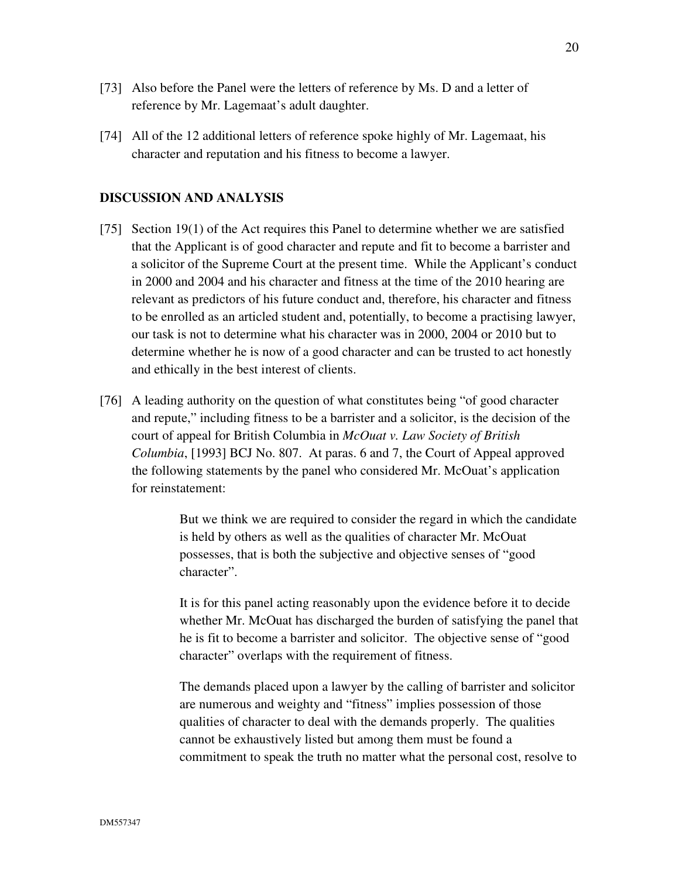[73] Also before the Panel were the letters of reference by Ms. D and a letter of reference by Mr. Lagemaat's adult daughter.

[74] All of the 12 additional letters of reference spoke highly of Mr. Lagemaat, his character and reputation and his fitness to become a lawyer.

## DISCUSSION AND ANALYSIS

[75] Section 19(1) of the Act requires this Panel to determine whether we are satisfied that the Applicant is of good character and repute and fit to become a barrister and a solicitor of the Supreme Court at the present time. While the Applicant's conduct in 2000 and 2004 and his character and fitness at the time of the 2010 hearing are relevant as predictors of his future conduct and, therefore, his character and fitness to be enrolled as an articled student and, potentially, to become a practising lawyer, our task is not to determine what his character was in 2000, 2004 or 2010 but to determine whether he is now of a good character and can be trusted to act honestly and ethically in the best interest of clients.

[76] A leading authority on the question of what constitutes being "of good character and repute," including fitness to be a barrister and a solicitor, is the decision of the court of appeal for British Columbia in *McOuat v. Law Society of British Columbia*, [1993] BCJ No. 807. At paras. 6 and 7, the Court of Appeal approved the following statements by the panel who considered Mr. McOuat's application for reinstatement:

> But we think we are required to consider the regard in which the candidate is held by others as well as the qualities of character Mr. McOuat possesses, that is both the subjective and objective senses of "good character".
>
> It is for this panel acting reasonably upon the evidence before it to decide whether Mr. McOuat has discharged the burden of satisfying the panel that he is fit to become a barrister and solicitor. The objective sense of "good character" overlaps with the requirement of fitness.
>
> The demands placed upon a lawyer by the calling of barrister and solicitor are numerous and weighty and "fitness" implies possession of those qualities of character to deal with the demands properly. The qualities cannot be exhaustively listed but among them must be found a commitment to speak the truth no matter what the personal cost, resolve to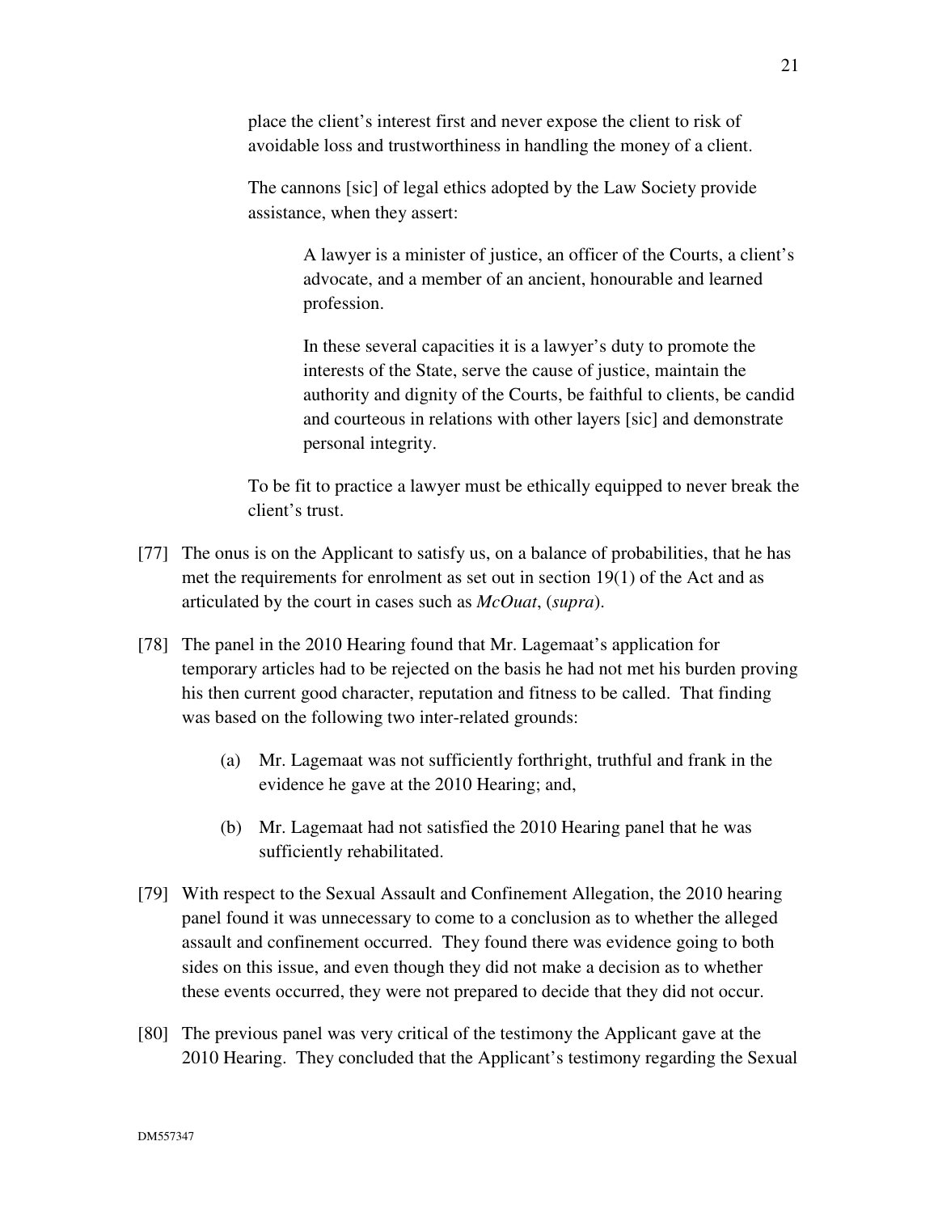> place the client's interest first and never expose the client to risk of avoidable loss and trustworthiness in handling the money of a client.
>
> The cannons [sic] of legal ethics adopted by the Law Society provide assistance, when they assert:
>
> > A lawyer is a minister of justice, an officer of the Courts, a client's advocate, and a member of an ancient, honourable and learned profession.
> >
> > In these several capacities it is a lawyer's duty to promote the interests of the State, serve the cause of justice, maintain the authority and dignity of the Courts, be faithful to clients, be candid and courteous in relations with other layers [sic] and demonstrate personal integrity.
>
> To be fit to practice a lawyer must be ethically equipped to never break the client's trust.

[77] The onus is on the Applicant to satisfy us, on a balance of probabilities, that he has met the requirements for enrolment as set out in section 19(1) of the Act and as articulated by the court in cases such as *McOuat*, (*supra*).

[78] The panel in the 2010 Hearing found that Mr. Lagemaat's application for temporary articles had to be rejected on the basis he had not met his burden proving his then current good character, reputation and fitness to be called. That finding was based on the following two inter-related grounds:

(a) Mr. Lagemaat was not sufficiently forthright, truthful and frank in the evidence he gave at the 2010 Hearing; and,

(b) Mr. Lagemaat had not satisfied the 2010 Hearing panel that he was sufficiently rehabilitated.

[79] With respect to the Sexual Assault and Confinement Allegation, the 2010 hearing panel found it was unnecessary to come to a conclusion as to whether the alleged assault and confinement occurred. They found there was evidence going to both sides on this issue, and even though they did not make a decision as to whether these events occurred, they were not prepared to decide that they did not occur.

[80] The previous panel was very critical of the testimony the Applicant gave at the 2010 Hearing. They concluded that the Applicant's testimony regarding the Sexual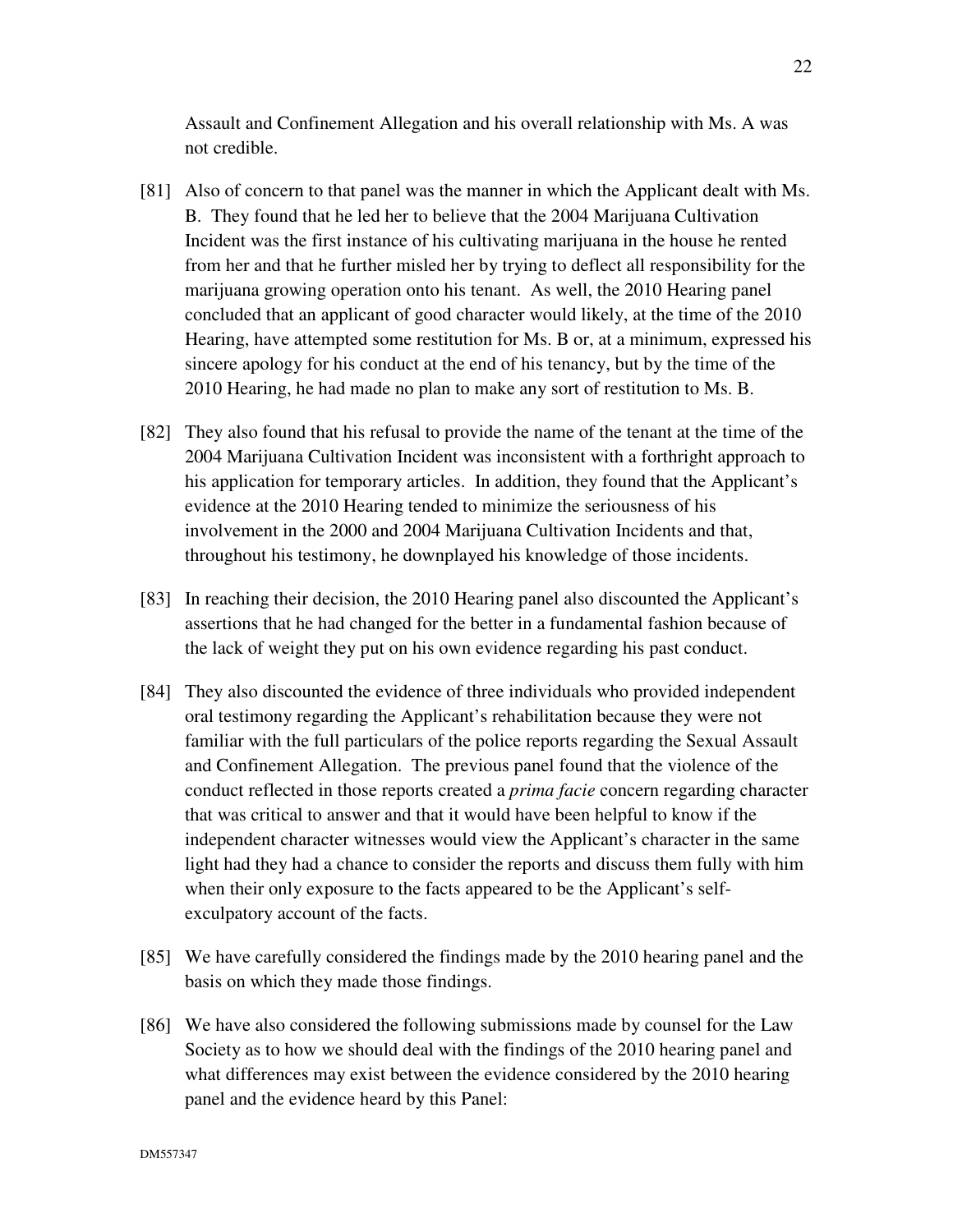Assault and Confinement Allegation and his overall relationship with Ms. A was not credible.

[81] Also of concern to that panel was the manner in which the Applicant dealt with Ms. B. They found that he led her to believe that the 2004 Marijuana Cultivation Incident was the first instance of his cultivating marijuana in the house he rented from her and that he further misled her by trying to deflect all responsibility for the marijuana growing operation onto his tenant. As well, the 2010 Hearing panel concluded that an applicant of good character would likely, at the time of the 2010 Hearing, have attempted some restitution for Ms. B or, at a minimum, expressed his sincere apology for his conduct at the end of his tenancy, but by the time of the 2010 Hearing, he had made no plan to make any sort of restitution to Ms. B.

[82] They also found that his refusal to provide the name of the tenant at the time of the 2004 Marijuana Cultivation Incident was inconsistent with a forthright approach to his application for temporary articles. In addition, they found that the Applicant's evidence at the 2010 Hearing tended to minimize the seriousness of his involvement in the 2000 and 2004 Marijuana Cultivation Incidents and that, throughout his testimony, he downplayed his knowledge of those incidents.

[83] In reaching their decision, the 2010 Hearing panel also discounted the Applicant's assertions that he had changed for the better in a fundamental fashion because of the lack of weight they put on his own evidence regarding his past conduct.

[84] They also discounted the evidence of three individuals who provided independent oral testimony regarding the Applicant's rehabilitation because they were not familiar with the full particulars of the police reports regarding the Sexual Assault and Confinement Allegation. The previous panel found that the violence of the conduct reflected in those reports created a *prima facie* concern regarding character that was critical to answer and that it would have been helpful to know if the independent character witnesses would view the Applicant's character in the same light had they had a chance to consider the reports and discuss them fully with him when their only exposure to the facts appeared to be the Applicant's self-exculpatory account of the facts.

[85] We have carefully considered the findings made by the 2010 hearing panel and the basis on which they made those findings.

[86] We have also considered the following submissions made by counsel for the Law Society as to how we should deal with the findings of the 2010 hearing panel and what differences may exist between the evidence considered by the 2010 hearing panel and the evidence heard by this Panel: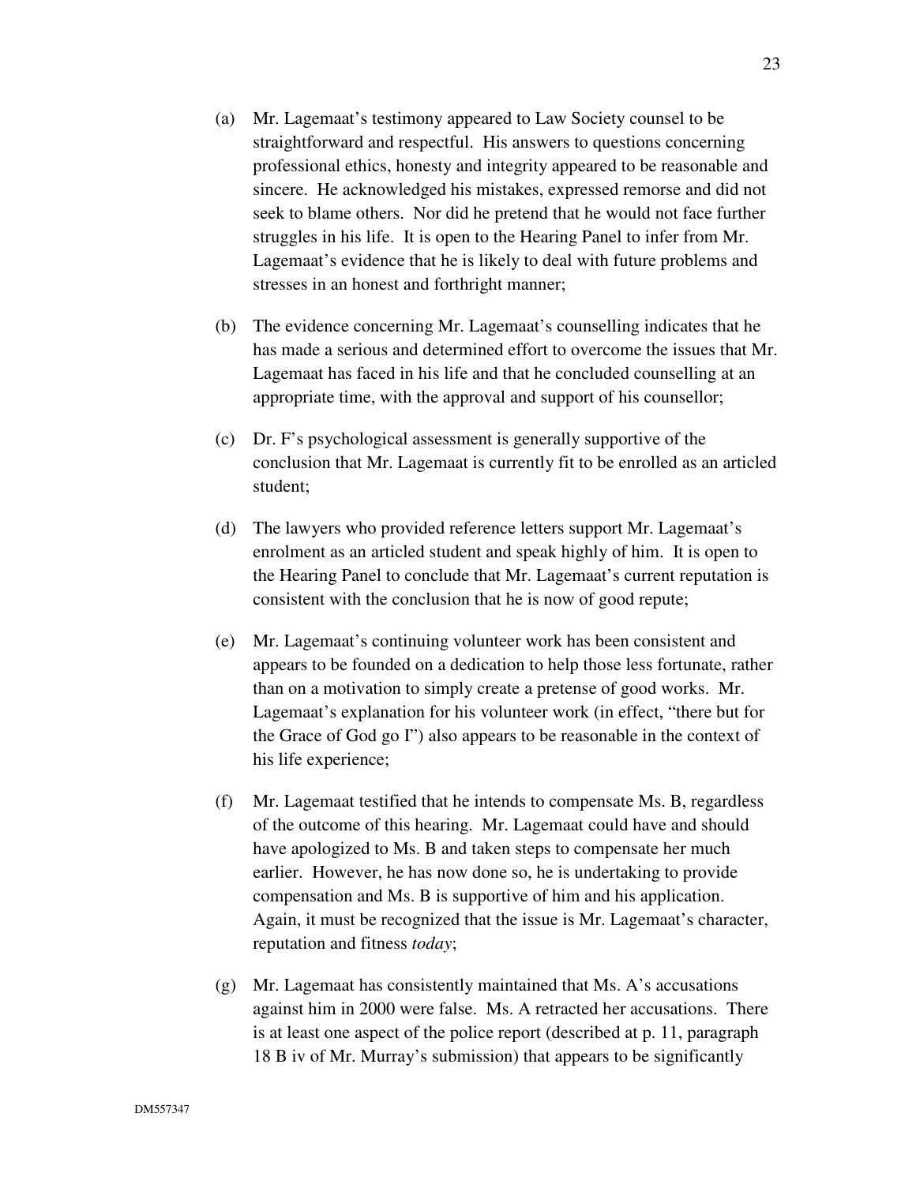(a) Mr. Lagemaat's testimony appeared to Law Society counsel to be straightforward and respectful. His answers to questions concerning professional ethics, honesty and integrity appeared to be reasonable and sincere. He acknowledged his mistakes, expressed remorse and did not seek to blame others. Nor did he pretend that he would not face further struggles in his life. It is open to the Hearing Panel to infer from Mr. Lagemaat's evidence that he is likely to deal with future problems and stresses in an honest and forthright manner;

(b) The evidence concerning Mr. Lagemaat's counselling indicates that he has made a serious and determined effort to overcome the issues that Mr. Lagemaat has faced in his life and that he concluded counselling at an appropriate time, with the approval and support of his counsellor;

(c) Dr. F's psychological assessment is generally supportive of the conclusion that Mr. Lagemaat is currently fit to be enrolled as an articled student;

(d) The lawyers who provided reference letters support Mr. Lagemaat's enrolment as an articled student and speak highly of him. It is open to the Hearing Panel to conclude that Mr. Lagemaat's current reputation is consistent with the conclusion that he is now of good repute;

(e) Mr. Lagemaat's continuing volunteer work has been consistent and appears to be founded on a dedication to help those less fortunate, rather than on a motivation to simply create a pretense of good works. Mr. Lagemaat's explanation for his volunteer work (in effect, "there but for the Grace of God go I") also appears to be reasonable in the context of his life experience;

(f) Mr. Lagemaat testified that he intends to compensate Ms. B, regardless of the outcome of this hearing. Mr. Lagemaat could have and should have apologized to Ms. B and taken steps to compensate her much earlier. However, he has now done so, he is undertaking to provide compensation and Ms. B is supportive of him and his application. Again, it must be recognized that the issue is Mr. Lagemaat's character, reputation and fitness *today*;

(g) Mr. Lagemaat has consistently maintained that Ms. A's accusations against him in 2000 were false. Ms. A retracted her accusations. There is at least one aspect of the police report (described at p. 11, paragraph 18 B iv of Mr. Murray's submission) that appears to be significantly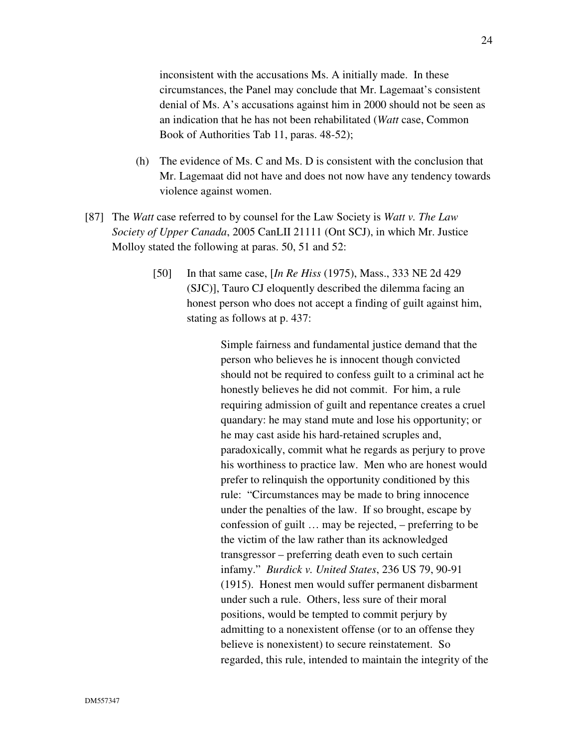inconsistent with the accusations Ms. A initially made. In these circumstances, the Panel may conclude that Mr. Lagemaat's consistent denial of Ms. A's accusations against him in 2000 should not be seen as an indication that he has not been rehabilitated (*Watt* case, Common Book of Authorities Tab 11, paras. 48-52);

(h) The evidence of Ms. C and Ms. D is consistent with the conclusion that Mr. Lagemaat did not have and does not now have any tendency towards violence against women.

[87] The *Watt* case referred to by counsel for the Law Society is *Watt v. The Law Society of Upper Canada*, 2005 CanLII 21111 (Ont SCJ), in which Mr. Justice Molloy stated the following at paras. 50, 51 and 52:

> [50] In that same case, [*In Re Hiss* (1975), Mass., 333 NE 2d 429 (SJC)], Tauro CJ eloquently described the dilemma facing an honest person who does not accept a finding of guilt against him, stating as follows at p. 437:
>
> > Simple fairness and fundamental justice demand that the person who believes he is innocent though convicted should not be required to confess guilt to a criminal act he honestly believes he did not commit. For him, a rule requiring admission of guilt and repentance creates a cruel quandary: he may stand mute and lose his opportunity; or he may cast aside his hard-retained scruples and, paradoxically, commit what he regards as perjury to prove his worthiness to practice law. Men who are honest would prefer to relinquish the opportunity conditioned by this rule: "Circumstances may be made to bring innocence under the penalties of the law. If so brought, escape by confession of guilt … may be rejected, – preferring to be the victim of the law rather than its acknowledged transgressor – preferring death even to such certain infamy." *Burdick v. United States*, 236 US 79, 90-91 (1915). Honest men would suffer permanent disbarment under such a rule. Others, less sure of their moral positions, would be tempted to commit perjury by admitting to a nonexistent offense (or to an offense they believe is nonexistent) to secure reinstatement. So regarded, this rule, intended to maintain the integrity of the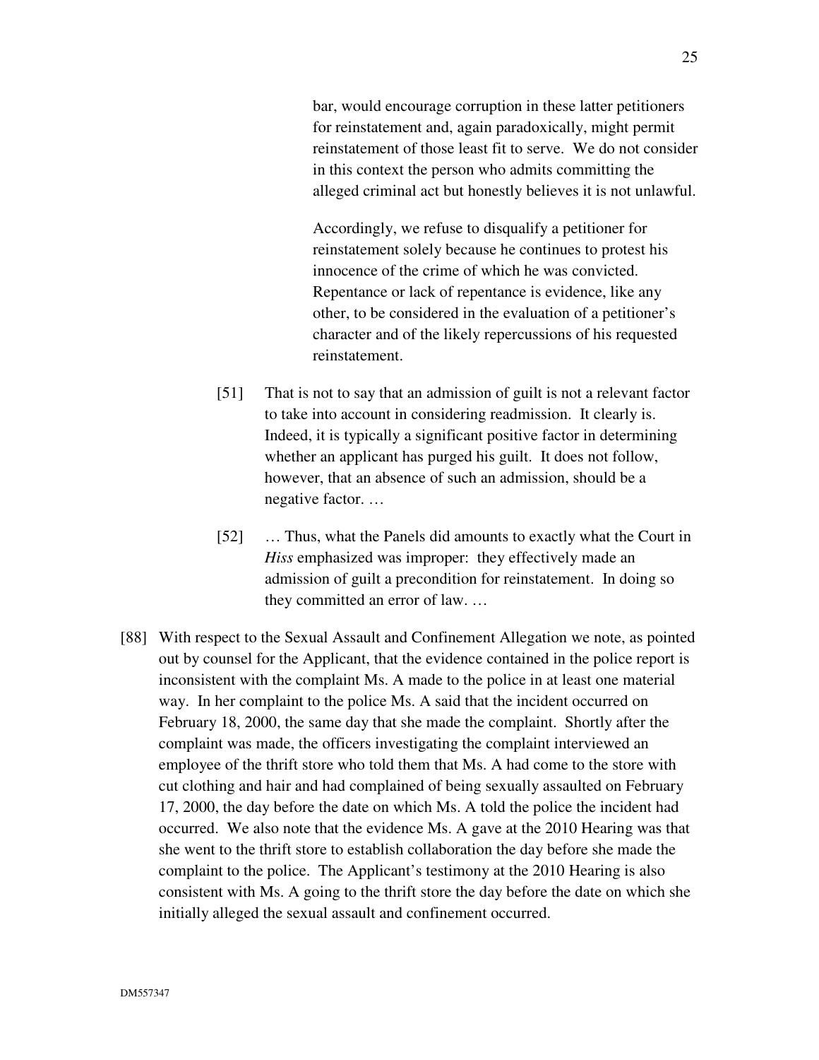> bar, would encourage corruption in these latter petitioners for reinstatement and, again paradoxically, might permit reinstatement of those least fit to serve. We do not consider in this context the person who admits committing the alleged criminal act but honestly believes it is not unlawful.
>
> Accordingly, we refuse to disqualify a petitioner for reinstatement solely because he continues to protest his innocence of the crime of which he was convicted. Repentance or lack of repentance is evidence, like any other, to be considered in the evaluation of a petitioner's character and of the likely repercussions of his requested reinstatement.

> [51] That is not to say that an admission of guilt is not a relevant factor to take into account in considering readmission. It clearly is. Indeed, it is typically a significant positive factor in determining whether an applicant has purged his guilt. It does not follow, however, that an absence of such an admission, should be a negative factor. …
>
> [52] … Thus, what the Panels did amounts to exactly what the Court in *Hiss* emphasized was improper: they effectively made an admission of guilt a precondition for reinstatement. In doing so they committed an error of law. …

[88] With respect to the Sexual Assault and Confinement Allegation we note, as pointed out by counsel for the Applicant, that the evidence contained in the police report is inconsistent with the complaint Ms. A made to the police in at least one material way. In her complaint to the police Ms. A said that the incident occurred on February 18, 2000, the same day that she made the complaint. Shortly after the complaint was made, the officers investigating the complaint interviewed an employee of the thrift store who told them that Ms. A had come to the store with cut clothing and hair and had complained of being sexually assaulted on February 17, 2000, the day before the date on which Ms. A told the police the incident had occurred. We also note that the evidence Ms. A gave at the 2010 Hearing was that she went to the thrift store to establish collaboration the day before she made the complaint to the police. The Applicant's testimony at the 2010 Hearing is also consistent with Ms. A going to the thrift store the day before the date on which she initially alleged the sexual assault and confinement occurred.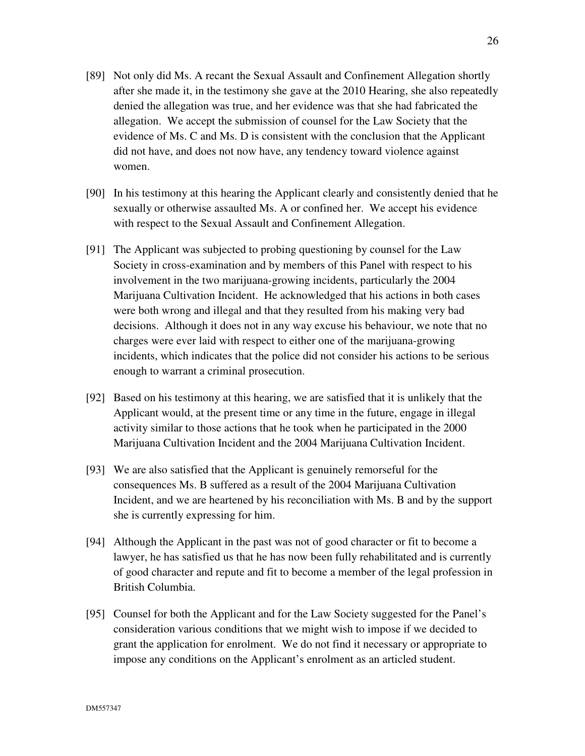[89] Not only did Ms. A recant the Sexual Assault and Confinement Allegation shortly after she made it, in the testimony she gave at the 2010 Hearing, she also repeatedly denied the allegation was true, and her evidence was that she had fabricated the allegation. We accept the submission of counsel for the Law Society that the evidence of Ms. C and Ms. D is consistent with the conclusion that the Applicant did not have, and does not now have, any tendency toward violence against women.

[90] In his testimony at this hearing the Applicant clearly and consistently denied that he sexually or otherwise assaulted Ms. A or confined her. We accept his evidence with respect to the Sexual Assault and Confinement Allegation.

[91] The Applicant was subjected to probing questioning by counsel for the Law Society in cross-examination and by members of this Panel with respect to his involvement in the two marijuana-growing incidents, particularly the 2004 Marijuana Cultivation Incident. He acknowledged that his actions in both cases were both wrong and illegal and that they resulted from his making very bad decisions. Although it does not in any way excuse his behaviour, we note that no charges were ever laid with respect to either one of the marijuana-growing incidents, which indicates that the police did not consider his actions to be serious enough to warrant a criminal prosecution.

[92] Based on his testimony at this hearing, we are satisfied that it is unlikely that the Applicant would, at the present time or any time in the future, engage in illegal activity similar to those actions that he took when he participated in the 2000 Marijuana Cultivation Incident and the 2004 Marijuana Cultivation Incident.

[93] We are also satisfied that the Applicant is genuinely remorseful for the consequences Ms. B suffered as a result of the 2004 Marijuana Cultivation Incident, and we are heartened by his reconciliation with Ms. B and by the support she is currently expressing for him.

[94] Although the Applicant in the past was not of good character or fit to become a lawyer, he has satisfied us that he has now been fully rehabilitated and is currently of good character and repute and fit to become a member of the legal profession in British Columbia.

[95] Counsel for both the Applicant and for the Law Society suggested for the Panel's consideration various conditions that we might wish to impose if we decided to grant the application for enrolment. We do not find it necessary or appropriate to impose any conditions on the Applicant's enrolment as an articled student.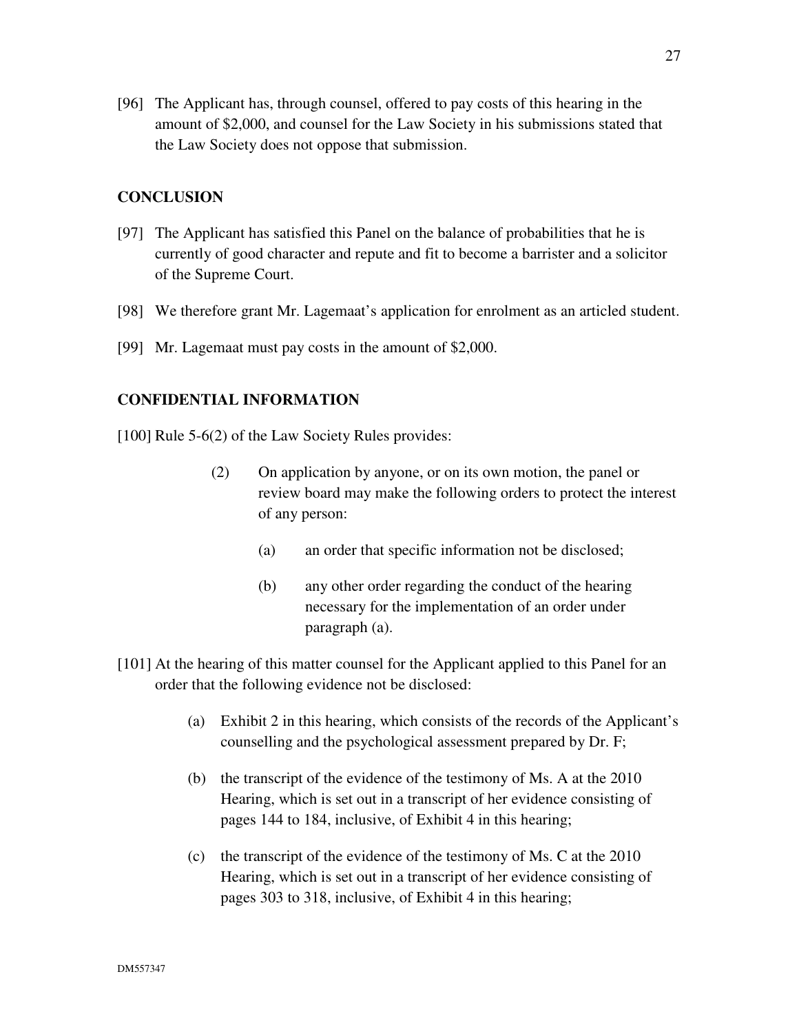[96] The Applicant has, through counsel, offered to pay costs of this hearing in the amount of $2,000, and counsel for the Law Society in his submissions stated that the Law Society does not oppose that submission.

## CONCLUSION

[97] The Applicant has satisfied this Panel on the balance of probabilities that he is currently of good character and repute and fit to become a barrister and a solicitor of the Supreme Court.

[98] We therefore grant Mr. Lagemaat's application for enrolment as an articled student.

[99] Mr. Lagemaat must pay costs in the amount of $2,000.

## CONFIDENTIAL INFORMATION

[100] Rule 5-6(2) of the Law Society Rules provides:

> (2) On application by anyone, or on its own motion, the panel or review board may make the following orders to protect the interest of any person:
>
> (a) an order that specific information not be disclosed;
>
> (b) any other order regarding the conduct of the hearing necessary for the implementation of an order under paragraph (a).

[101] At the hearing of this matter counsel for the Applicant applied to this Panel for an order that the following evidence not be disclosed:

(a) Exhibit 2 in this hearing, which consists of the records of the Applicant's counselling and the psychological assessment prepared by Dr. F;

(b) the transcript of the evidence of the testimony of Ms. A at the 2010 Hearing, which is set out in a transcript of her evidence consisting of pages 144 to 184, inclusive, of Exhibit 4 in this hearing;

(c) the transcript of the evidence of the testimony of Ms. C at the 2010 Hearing, which is set out in a transcript of her evidence consisting of pages 303 to 318, inclusive, of Exhibit 4 in this hearing;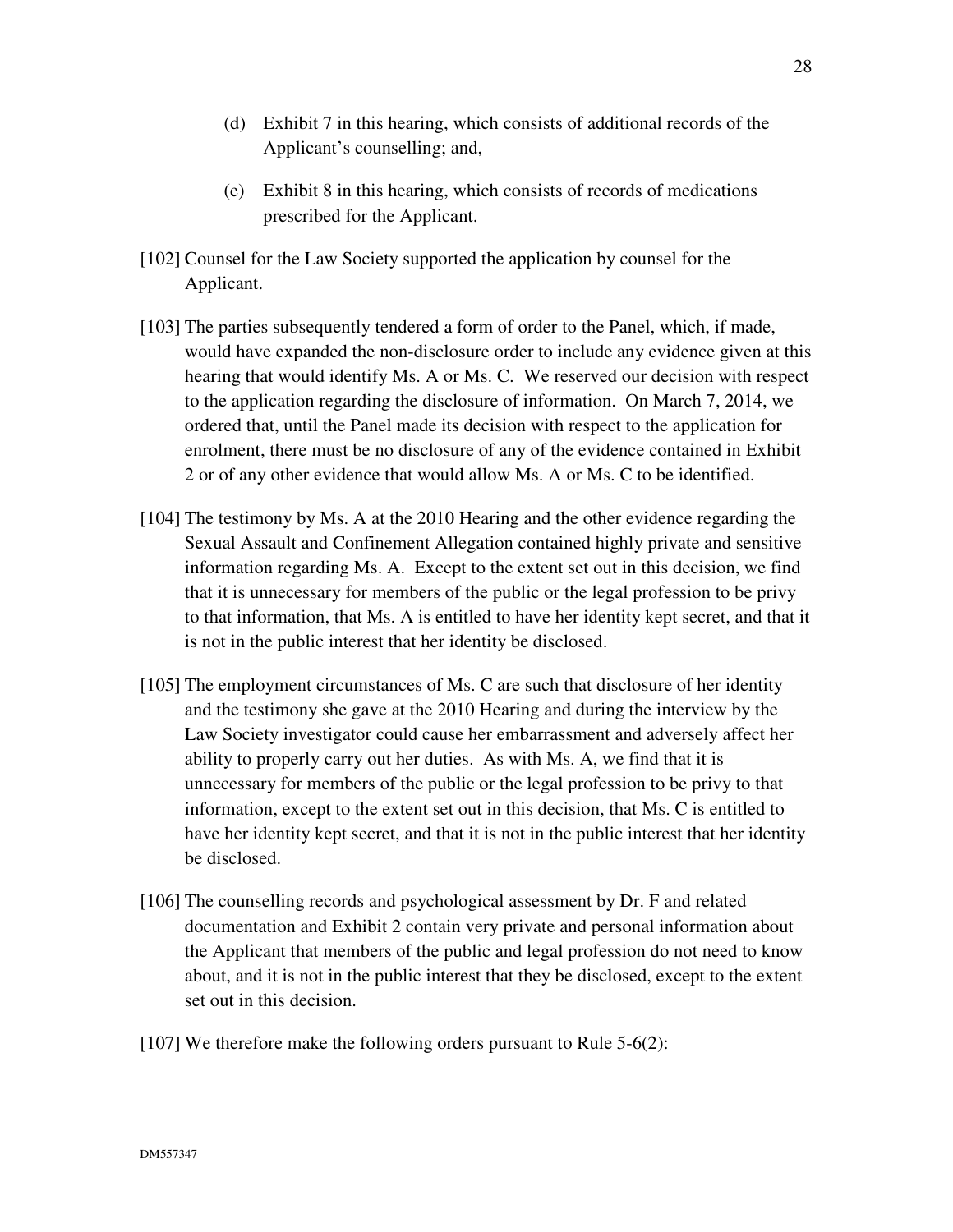(d) Exhibit 7 in this hearing, which consists of additional records of the Applicant's counselling; and,

(e) Exhibit 8 in this hearing, which consists of records of medications prescribed for the Applicant.

[102] Counsel for the Law Society supported the application by counsel for the Applicant.

[103] The parties subsequently tendered a form of order to the Panel, which, if made, would have expanded the non-disclosure order to include any evidence given at this hearing that would identify Ms. A or Ms. C. We reserved our decision with respect to the application regarding the disclosure of information. On March 7, 2014, we ordered that, until the Panel made its decision with respect to the application for enrolment, there must be no disclosure of any of the evidence contained in Exhibit 2 or of any other evidence that would allow Ms. A or Ms. C to be identified.

[104] The testimony by Ms. A at the 2010 Hearing and the other evidence regarding the Sexual Assault and Confinement Allegation contained highly private and sensitive information regarding Ms. A. Except to the extent set out in this decision, we find that it is unnecessary for members of the public or the legal profession to be privy to that information, that Ms. A is entitled to have her identity kept secret, and that it is not in the public interest that her identity be disclosed.

[105] The employment circumstances of Ms. C are such that disclosure of her identity and the testimony she gave at the 2010 Hearing and during the interview by the Law Society investigator could cause her embarrassment and adversely affect her ability to properly carry out her duties. As with Ms. A, we find that it is unnecessary for members of the public or the legal profession to be privy to that information, except to the extent set out in this decision, that Ms. C is entitled to have her identity kept secret, and that it is not in the public interest that her identity be disclosed.

[106] The counselling records and psychological assessment by Dr. F and related documentation and Exhibit 2 contain very private and personal information about the Applicant that members of the public and legal profession do not need to know about, and it is not in the public interest that they be disclosed, except to the extent set out in this decision.

[107] We therefore make the following orders pursuant to Rule 5-6(2):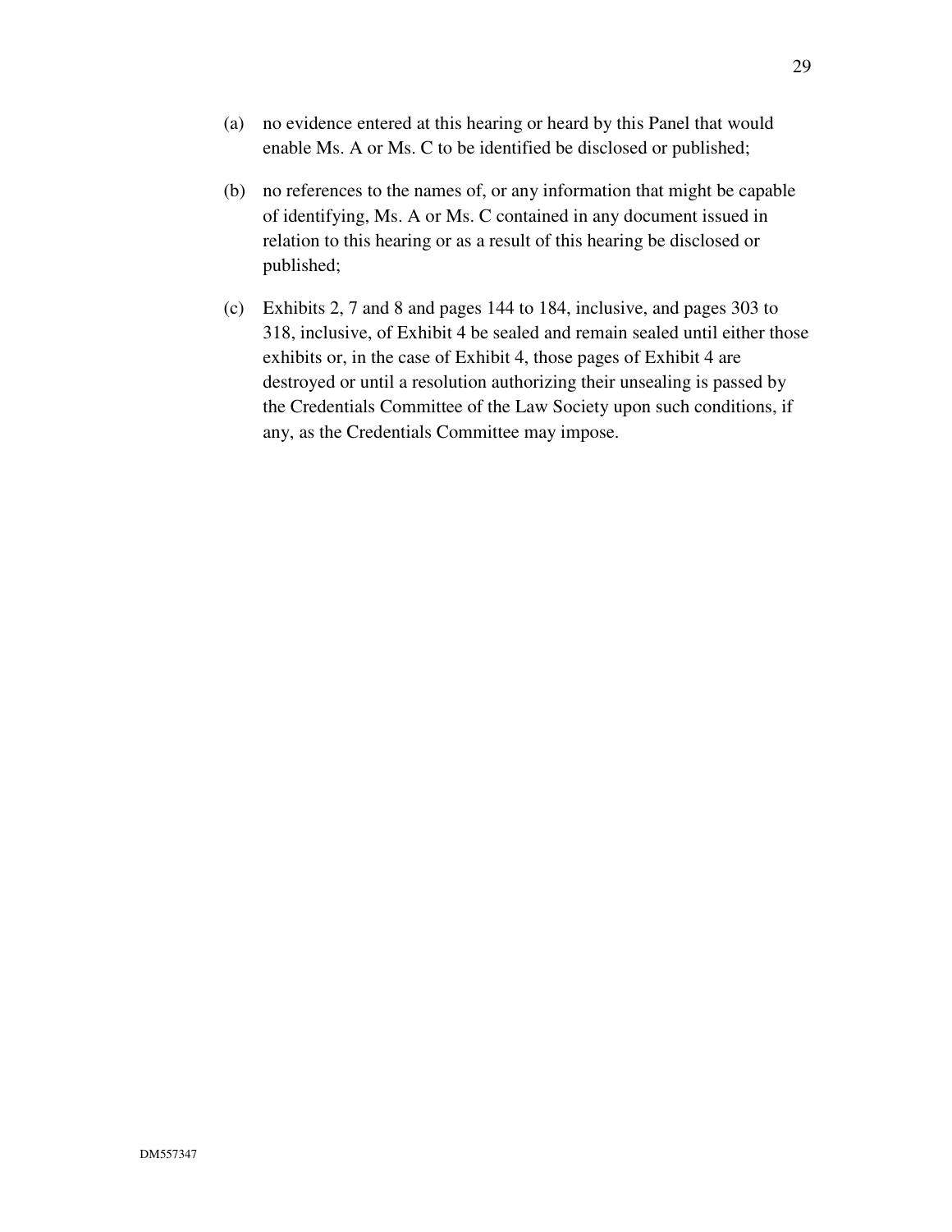(a) no evidence entered at this hearing or heard by this Panel that would enable Ms. A or Ms. C to be identified be disclosed or published;

(b) no references to the names of, or any information that might be capable of identifying, Ms. A or Ms. C contained in any document issued in relation to this hearing or as a result of this hearing be disclosed or published;

(c) Exhibits 2, 7 and 8 and pages 144 to 184, inclusive, and pages 303 to 318, inclusive, of Exhibit 4 be sealed and remain sealed until either those exhibits or, in the case of Exhibit 4, those pages of Exhibit 4 are destroyed or until a resolution authorizing their unsealing is passed by the Credentials Committee of the Law Society upon such conditions, if any, as the Credentials Committee may impose.

DM557347